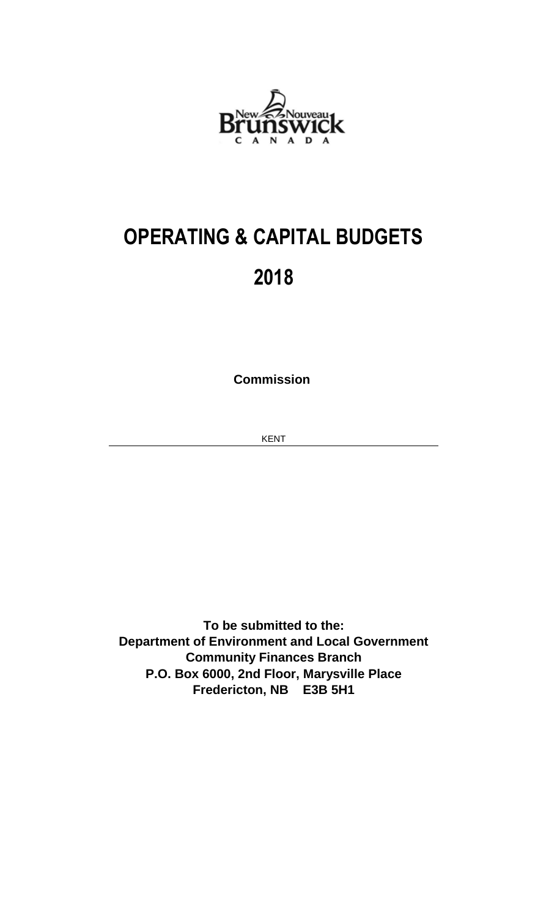New Nouveau Brunswick
C A N A D A

# OPERATING & CAPITAL BUDGETS

# 2018

**Commission**

KENT

**To be submitted to the:**
**Department of Environment and Local Government**
**Community Finances Branch**
**P.O. Box 6000, 2nd Floor, Marysville Place**
**Fredericton, NB E3B 5H1**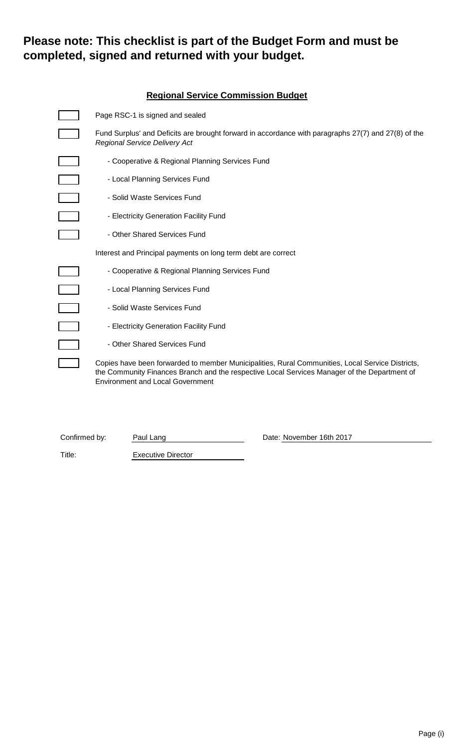**Please note: This checklist is part of the Budget Form and must be completed, signed and returned with your budget.**

**Regional Service Commission Budget**

- [ ] Page RSC-1 is signed and sealed
- [ ] Fund Surplus' and Deficits are brought forward in accordance with paragraphs 27(7) and 27(8) of the *Regional Service Delivery Act*
  - [ ] - Cooperative & Regional Planning Services Fund
  - [ ] - Local Planning Services Fund
  - [ ] - Solid Waste Services Fund
  - [ ] - Electricity Generation Facility Fund
  - [ ] - Other Shared Services Fund

Interest and Principal payments on long term debt are correct

- [ ] - Cooperative & Regional Planning Services Fund
- [ ] - Local Planning Services Fund
- [ ] - Solid Waste Services Fund
- [ ] - Electricity Generation Facility Fund
- [ ] - Other Shared Services Fund
- [ ] Copies have been forwarded to member Municipalities, Rural Communities, Local Service Districts, the Community Finances Branch and the respective Local Services Manager of the Department of Environment and Local Government

Confirmed by: Paul Lang Date: November 16th 2017

Title: Executive Director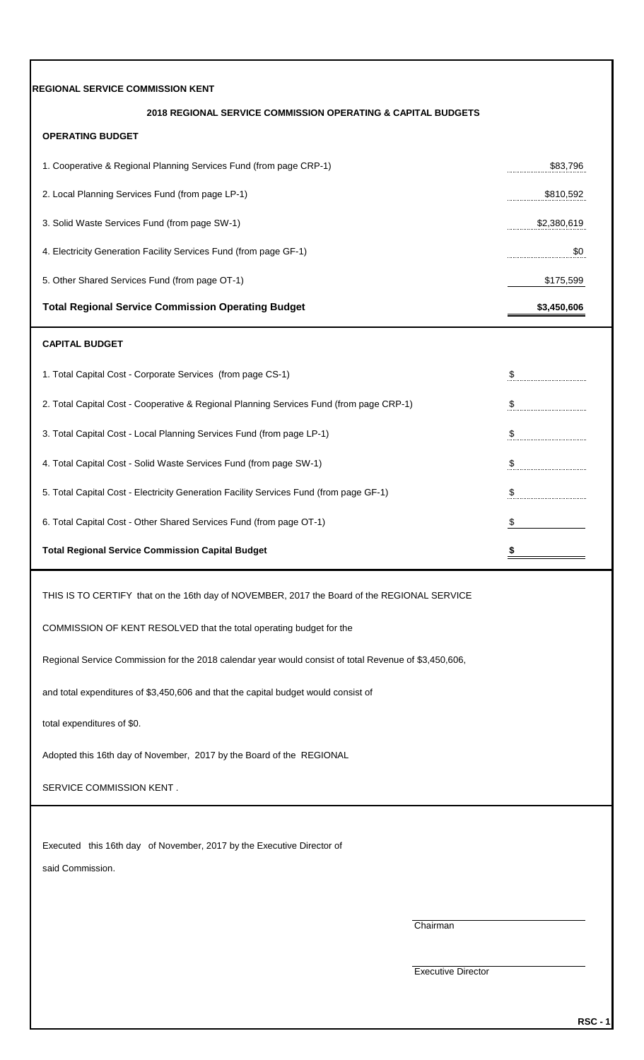**REGIONAL SERVICE COMMISSION KENT**

**2018 REGIONAL SERVICE COMMISSION OPERATING & CAPITAL BUDGETS**

**OPERATING BUDGET**

| | |
|---|---|
| 1. Cooperative & Regional Planning Services Fund (from page CRP-1) | $83,796 |
| 2. Local Planning Services Fund (from page LP-1) | $810,592 |
| 3. Solid Waste Services Fund (from page SW-1) | $2,380,619 |
| 4. Electricity Generation Facility Services Fund (from page GF-1) | $0 |
| 5. Other Shared Services Fund (from page OT-1) | $175,599 |
| **Total Regional Service Commission Operating Budget** | **$3,450,606** |

**CAPITAL BUDGET**

| | |
|---|---|
| 1. Total Capital Cost - Corporate Services (from page CS-1) | $ |
| 2. Total Capital Cost - Cooperative & Regional Planning Services Fund (from page CRP-1) | $ |
| 3. Total Capital Cost - Local Planning Services Fund (from page LP-1) | $ |
| 4. Total Capital Cost - Solid Waste Services Fund (from page SW-1) | $ |
| 5. Total Capital Cost - Electricity Generation Facility Services Fund (from page GF-1) | $ |
| 6. Total Capital Cost - Other Shared Services Fund (from page OT-1) | $ |
| **Total Regional Service Commission Capital Budget** | **$** |

THIS IS TO CERTIFY that on the 16th day of NOVEMBER, 2017 the Board of the REGIONAL SERVICE

COMMISSION OF KENT RESOLVED that the total operating budget for the

Regional Service Commission for the 2018 calendar year would consist of total Revenue of $3,450,606,

and total expenditures of $3,450,606 and that the capital budget would consist of

total expenditures of $0.

Adopted this 16th day of November, 2017 by the Board of the REGIONAL

SERVICE COMMISSION KENT .

Executed this 16th day of November, 2017 by the Executive Director of

said Commission.

Chairman

Executive Director

RSC - 1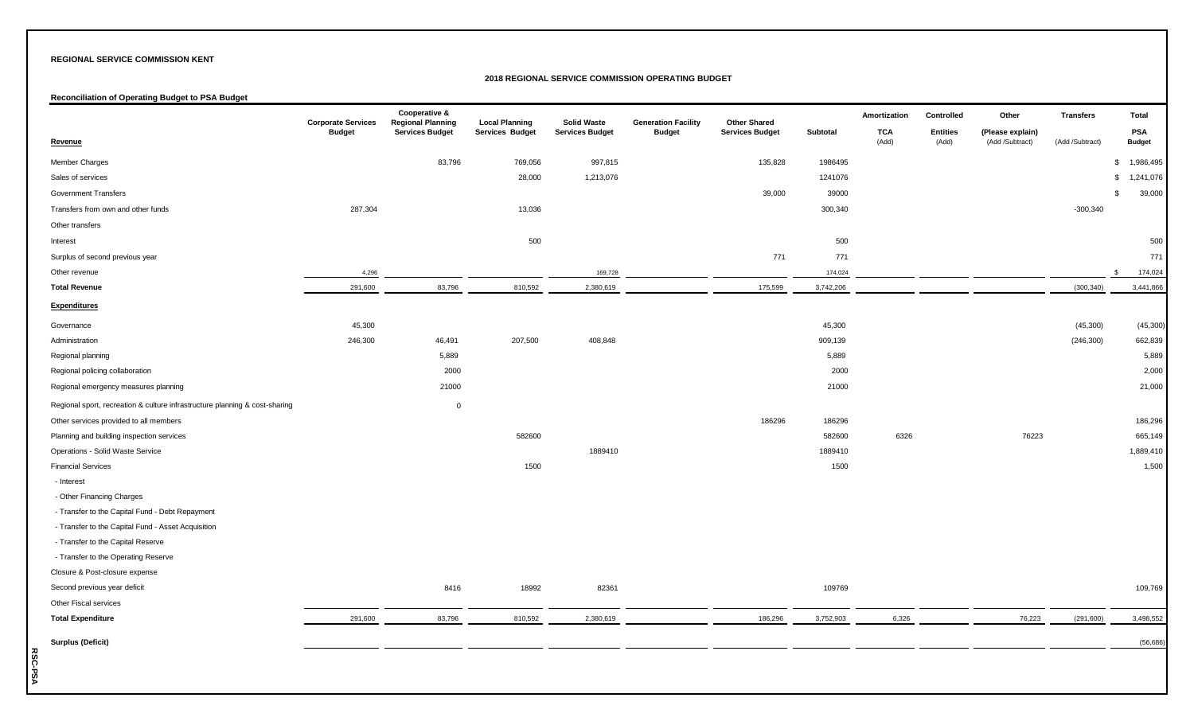**REGIONAL SERVICE COMMISSION KENT**

**2018 REGIONAL SERVICE COMMISSION OPERATING BUDGET**

**Reconciliation of Operating Budget to PSA Budget**

| Revenue | Corporate Services Budget | Cooperative & Regional Planning Services Budget | Local Planning Services Budget | Solid Waste Services Budget | Generation Facility Budget | Other Shared Services Budget | Subtotal | Amortization TCA (Add) | Controlled Entities (Add) | Other (Please explain) (Add /Subtract) | Transfers (Add /Subtract) | Total PSA Budget |
|---|---|---|---|---|---|---|---|---|---|---|---|---|
| Member Charges | | 83,796 | 769,056 | 997,815 | | 135,828 | 1986495 | | | | | $ 1,986,495 |
| Sales of services | | | 28,000 | 1,213,076 | | | 1241076 | | | | | $ 1,241,076 |
| Government Transfers | | | | | | 39,000 | 39000 | | | | | $ 39,000 |
| Transfers from own and other funds | 287,304 | | 13,036 | | | | 300,340 | | | | -300,340 | |
| Other transfers | | | | | | | | | | | | |
| Interest | | | 500 | | | | 500 | | | | | 500 |
| Surplus of second previous year | | | | | | 771 | 771 | | | | | 771 |
| Other revenue | 4,296 | | | 169,728 | | | 174,024 | | | | | $ 174,024 |
| **Total Revenue** | 291,600 | 83,796 | 810,592 | 2,380,619 | | 175,599 | 3,742,206 | | | | (300,340) | 3,441,866 |
| **Expenditures** | | | | | | | | | | | | |
| Governance | 45,300 | | | | | | 45,300 | | | | (45,300) | (45,300) |
| Administration | 246,300 | 46,491 | 207,500 | 408,848 | | | 909,139 | | | | (246,300) | 662,839 |
| Regional planning | | 5,889 | | | | | 5,889 | | | | | 5,889 |
| Regional policing collaboration | | 2000 | | | | | 2000 | | | | | 2,000 |
| Regional emergency measures planning | | 21000 | | | | | 21000 | | | | | 21,000 |
| Regional sport, recreation & culture infrastructure planning & cost-sharing | | 0 | | | | | | | | | | |
| Other services provided to all members | | | | | | 186296 | 186296 | | | | | 186,296 |
| Planning and building inspection services | | | 582600 | | | | 582600 | 6326 | | 76223 | | 665,149 |
| Operations - Solid Waste Service | | | | 1889410 | | | 1889410 | | | | | 1,889,410 |
| Financial Services | | | 1500 | | | | 1500 | | | | | 1,500 |
| - Interest | | | | | | | | | | | | |
| - Other Financing Charges | | | | | | | | | | | | |
| - Transfer to the Capital Fund - Debt Repayment | | | | | | | | | | | | |
| - Transfer to the Capital Fund - Asset Acquisition | | | | | | | | | | | | |
| - Transfer to the Capital Reserve | | | | | | | | | | | | |
| - Transfer to the Operating Reserve | | | | | | | | | | | | |
| Closure & Post-closure expense | | | | | | | | | | | | |
| Second previous year deficit | | 8416 | 18992 | 82361 | | | 109769 | | | | | 109,769 |
| Other Fiscal services | | | | | | | | | | | | |
| **Total Expenditure** | 291,600 | 83,796 | 810,592 | 2,380,619 | | 186,296 | 3,752,903 | 6,326 | | 76,223 | (291,600) | 3,498,552 |
| **Surplus (Deficit)** | | | | | | | | | | | | (56,686) |

RSC-PSA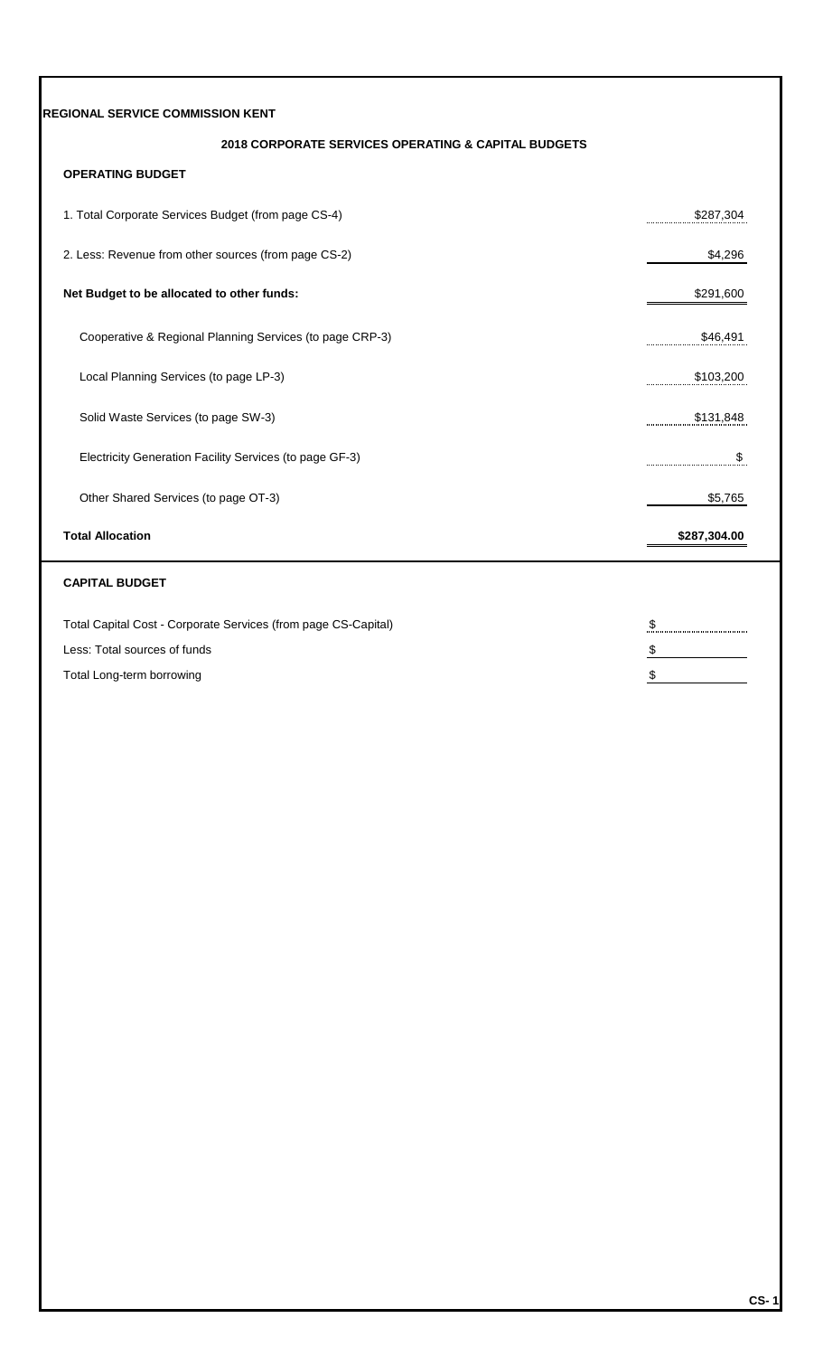**REGIONAL SERVICE COMMISSION KENT**

**2018 CORPORATE SERVICES OPERATING & CAPITAL BUDGETS**

**OPERATING BUDGET**

| | |
|---|---|
| 1. Total Corporate Services Budget (from page CS-4) | $287,304 |
| 2. Less: Revenue from other sources (from page CS-2) | $4,296 |
| **Net Budget to be allocated to other funds:** | $291,600 |
| Cooperative & Regional Planning Services (to page CRP-3) | $46,491 |
| Local Planning Services (to page LP-3) | $103,200 |
| Solid Waste Services (to page SW-3) | $131,848 |
| Electricity Generation Facility Services (to page GF-3) | $ |
| Other Shared Services (to page OT-3) | $5,765 |
| **Total Allocation** | **$287,304.00** |

**CAPITAL BUDGET**

| | |
|---|---|
| Total Capital Cost - Corporate Services (from page CS-Capital) | $ |
| Less: Total sources of funds | $ |
| Total Long-term borrowing | $ |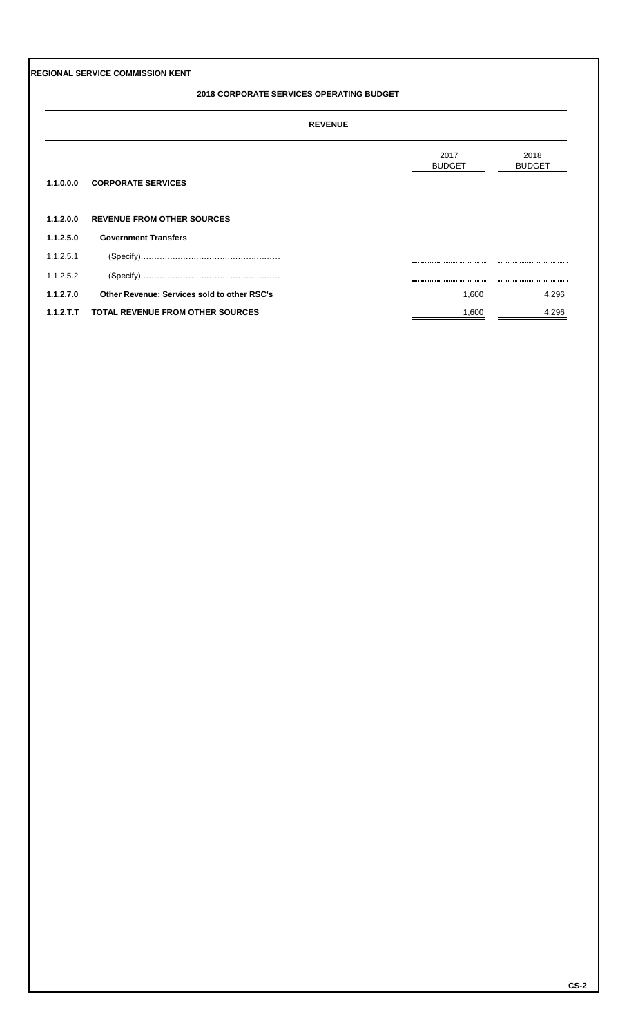**REGIONAL SERVICE COMMISSION KENT**

## 2018 CORPORATE SERVICES OPERATING BUDGET

### REVENUE

| | | 2017 BUDGET | 2018 BUDGET |
|---|---|---|---|
| **1.1.0.0.0** | **CORPORATE SERVICES** | | |
| **1.1.2.0.0** | **REVENUE FROM OTHER SOURCES** | | |
| **1.1.2.5.0** | **Government Transfers** | | |
| 1.1.2.5.1 | (Specify)…………………………………………… | | |
| 1.1.2.5.2 | (Specify)…………………………………………… | | |
| **1.1.2.7.0** | **Other Revenue: Services sold to other RSC's** | 1,600 | 4,296 |
| **1.1.2.T.T** | **TOTAL REVENUE FROM OTHER SOURCES** | 1,600 | 4,296 |

CS-2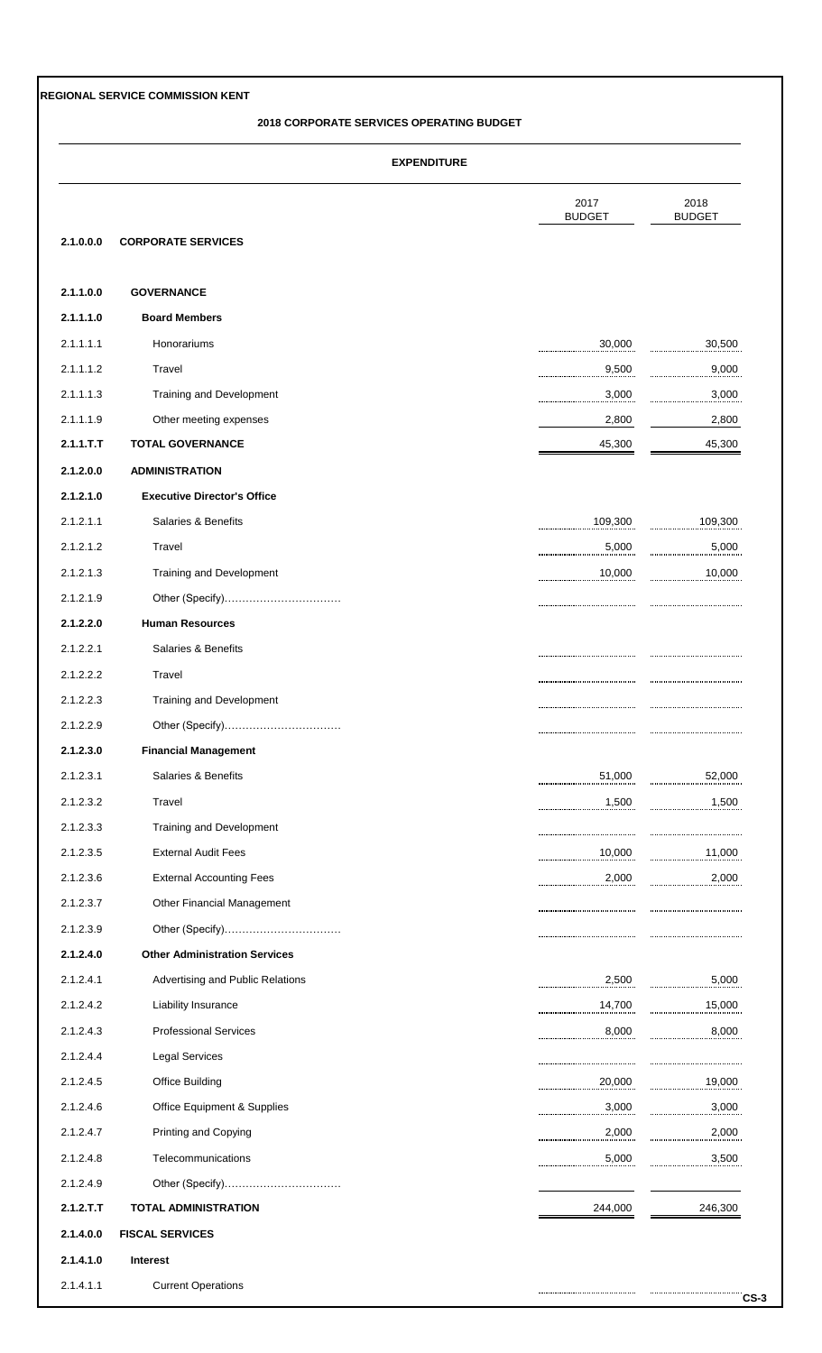**REGIONAL SERVICE COMMISSION KENT**

**2018 CORPORATE SERVICES OPERATING BUDGET**

**EXPENDITURE**

| | | 2017 BUDGET | 2018 BUDGET |
|---|---|---|---|
| **2.1.0.0.0** | **CORPORATE SERVICES** | | |
| **2.1.1.0.0** | **GOVERNANCE** | | |
| **2.1.1.1.0** | **Board Members** | | |
| 2.1.1.1.1 | Honorariums | 30,000 | 30,500 |
| 2.1.1.1.2 | Travel | 9,500 | 9,000 |
| 2.1.1.1.3 | Training and Development | 3,000 | 3,000 |
| 2.1.1.1.9 | Other meeting expenses | 2,800 | 2,800 |
| **2.1.1.T.T** | **TOTAL GOVERNANCE** | 45,300 | 45,300 |
| **2.1.2.0.0** | **ADMINISTRATION** | | |
| **2.1.2.1.0** | **Executive Director's Office** | | |
| 2.1.2.1.1 | Salaries & Benefits | 109,300 | 109,300 |
| 2.1.2.1.2 | Travel | 5,000 | 5,000 |
| 2.1.2.1.3 | Training and Development | 10,000 | 10,000 |
| 2.1.2.1.9 | Other (Specify)…………………………… | | |
| **2.1.2.2.0** | **Human Resources** | | |
| 2.1.2.2.1 | Salaries & Benefits | | |
| 2.1.2.2.2 | Travel | | |
| 2.1.2.2.3 | Training and Development | | |
| 2.1.2.2.9 | Other (Specify)…………………………… | | |
| **2.1.2.3.0** | **Financial Management** | | |
| 2.1.2.3.1 | Salaries & Benefits | 51,000 | 52,000 |
| 2.1.2.3.2 | Travel | 1,500 | 1,500 |
| 2.1.2.3.3 | Training and Development | | |
| 2.1.2.3.5 | External Audit Fees | 10,000 | 11,000 |
| 2.1.2.3.6 | External Accounting Fees | 2,000 | 2,000 |
| 2.1.2.3.7 | Other Financial Management | | |
| 2.1.2.3.9 | Other (Specify)…………………………… | | |
| **2.1.2.4.0** | **Other Administration Services** | | |
| 2.1.2.4.1 | Advertising and Public Relations | 2,500 | 5,000 |
| 2.1.2.4.2 | Liability Insurance | 14,700 | 15,000 |
| 2.1.2.4.3 | Professional Services | 8,000 | 8,000 |
| 2.1.2.4.4 | Legal Services | | |
| 2.1.2.4.5 | Office Building | 20,000 | 19,000 |
| 2.1.2.4.6 | Office Equipment & Supplies | 3,000 | 3,000 |
| 2.1.2.4.7 | Printing and Copying | 2,000 | 2,000 |
| 2.1.2.4.8 | Telecommunications | 5,000 | 3,500 |
| 2.1.2.4.9 | Other (Specify)…………………………… | | |
| **2.1.2.T.T** | **TOTAL ADMINISTRATION** | 244,000 | 246,300 |
| **2.1.4.0.0** | **FISCAL SERVICES** | | |
| **2.1.4.1.0** | **Interest** | | |
| 2.1.4.1.1 | Current Operations | | |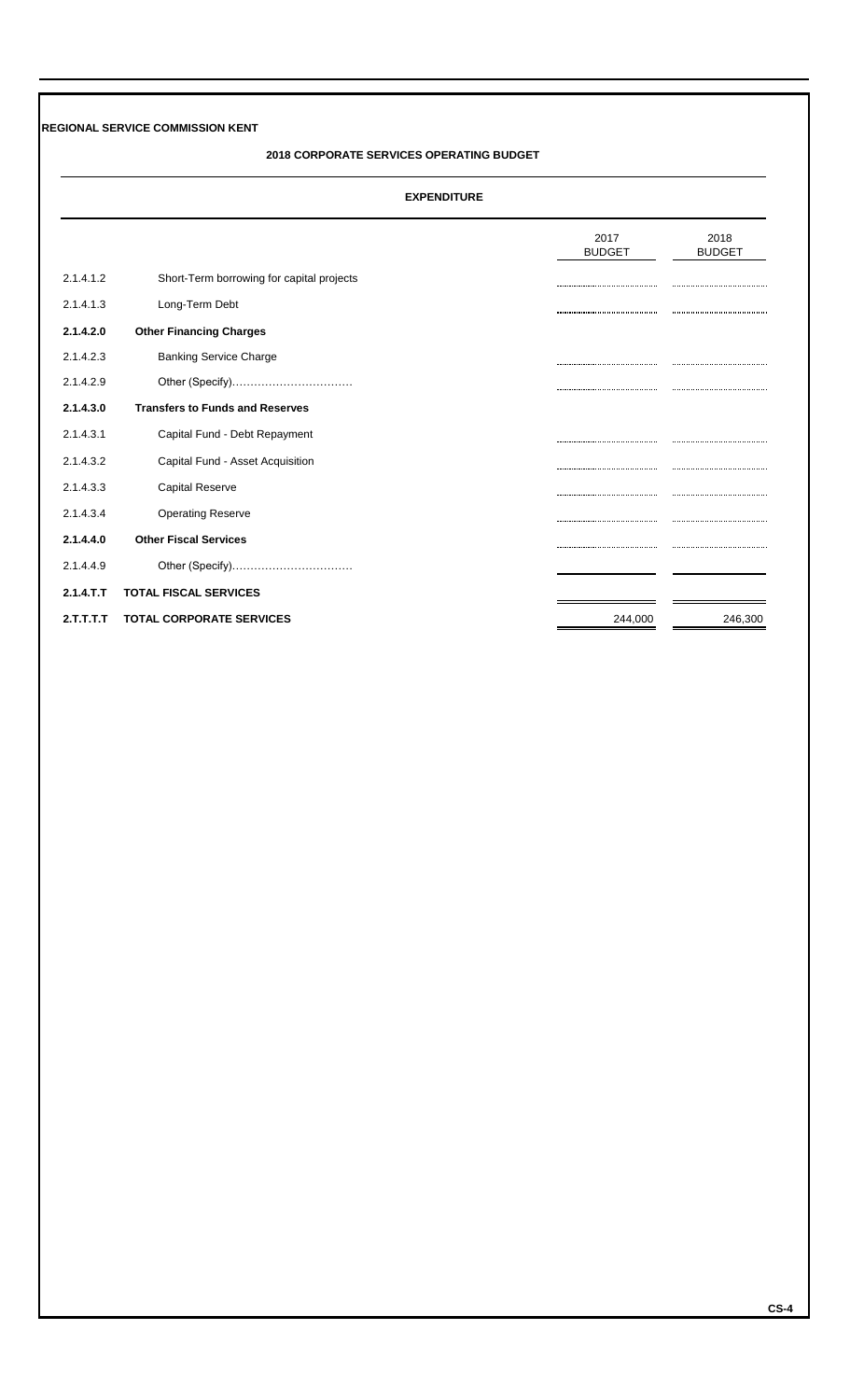**REGIONAL SERVICE COMMISSION KENT**

## 2018 CORPORATE SERVICES OPERATING BUDGET

### EXPENDITURE

| | | 2017 BUDGET | 2018 BUDGET |
|---|---|---|---|
| 2.1.4.1.2 | Short-Term borrowing for capital projects | | |
| 2.1.4.1.3 | Long-Term Debt | | |
| **2.1.4.2.0** | **Other Financing Charges** | | |
| 2.1.4.2.3 | Banking Service Charge | | |
| 2.1.4.2.9 | Other (Specify)................................ | | |
| **2.1.4.3.0** | **Transfers to Funds and Reserves** | | |
| 2.1.4.3.1 | Capital Fund - Debt Repayment | | |
| 2.1.4.3.2 | Capital Fund - Asset Acquisition | | |
| 2.1.4.3.3 | Capital Reserve | | |
| 2.1.4.3.4 | Operating Reserve | | |
| **2.1.4.4.0** | **Other Fiscal Services** | | |
| 2.1.4.4.9 | Other (Specify)................................ | | |
| **2.1.4.T.T** | **TOTAL FISCAL SERVICES** | | |
| **2.T.T.T.T** | **TOTAL CORPORATE SERVICES** | 244,000 | 246,300 |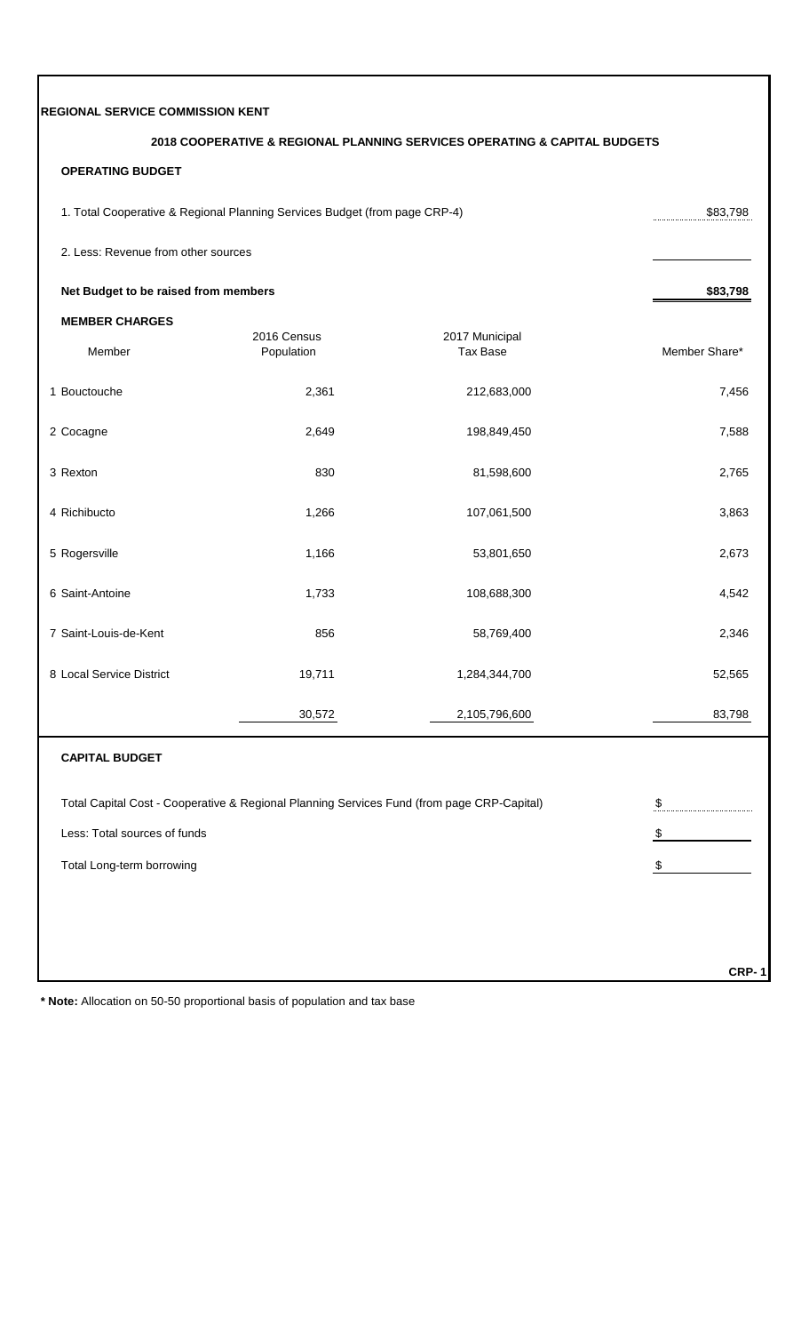**REGIONAL SERVICE COMMISSION KENT**

**2018 COOPERATIVE & REGIONAL PLANNING SERVICES OPERATING & CAPITAL BUDGETS**

**OPERATING BUDGET**

| | |
|---|---|
| 1. Total Cooperative & Regional Planning Services Budget (from page CRP-4) | $83,798 |
| 2. Less: Revenue from other sources | |
| **Net Budget to be raised from members** | **$83,798** |

**MEMBER CHARGES**

| Member | 2016 Census Population | 2017 Municipal Tax Base | Member Share* |
|---|---|---|---|
| 1 Bouctouche | 2,361 | 212,683,000 | 7,456 |
| 2 Cocagne | 2,649 | 198,849,450 | 7,588 |
| 3 Rexton | 830 | 81,598,600 | 2,765 |
| 4 Richibucto | 1,266 | 107,061,500 | 3,863 |
| 5 Rogersville | 1,166 | 53,801,650 | 2,673 |
| 6 Saint-Antoine | 1,733 | 108,688,300 | 4,542 |
| 7 Saint-Louis-de-Kent | 856 | 58,769,400 | 2,346 |
| 8 Local Service District | 19,711 | 1,284,344,700 | 52,565 |
| | 30,572 | 2,105,796,600 | 83,798 |

**CAPITAL BUDGET**

| | |
|---|---|
| Total Capital Cost - Cooperative & Regional Planning Services Fund (from page CRP-Capital) | $ |
| Less: Total sources of funds | $ |
| Total Long-term borrowing | $ |

**CRP- 1**

**\* Note:** Allocation on 50-50 proportional basis of population and tax base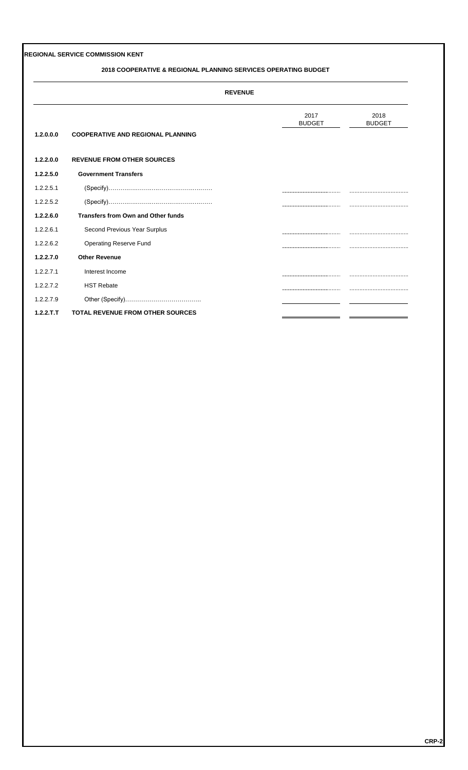**REGIONAL SERVICE COMMISSION KENT**

**2018 COOPERATIVE & REGIONAL PLANNING SERVICES OPERATING BUDGET**

**REVENUE**

| | | 2017 BUDGET | 2018 BUDGET |
|---|---|---|---|
| **1.2.0.0.0** | **COOPERATIVE AND REGIONAL PLANNING** | | |
| **1.2.2.0.0** | **REVENUE FROM OTHER SOURCES** | | |
| **1.2.2.5.0** | **Government Transfers** | | |
| 1.2.2.5.1 | (Specify)………………………………………… | | |
| 1.2.2.5.2 | (Specify)………………………………………… | | |
| **1.2.2.6.0** | **Transfers from Own and Other funds** | | |
| 1.2.2.6.1 | Second Previous Year Surplus | | |
| 1.2.2.6.2 | Operating Reserve Fund | | |
| **1.2.2.7.0** | **Other Revenue** | | |
| 1.2.2.7.1 | Interest Income | | |
| 1.2.2.7.2 | HST Rebate | | |
| 1.2.2.7.9 | Other (Specify)……………………………….. | | |
| **1.2.2.T.T** | **TOTAL REVENUE FROM OTHER SOURCES** | | |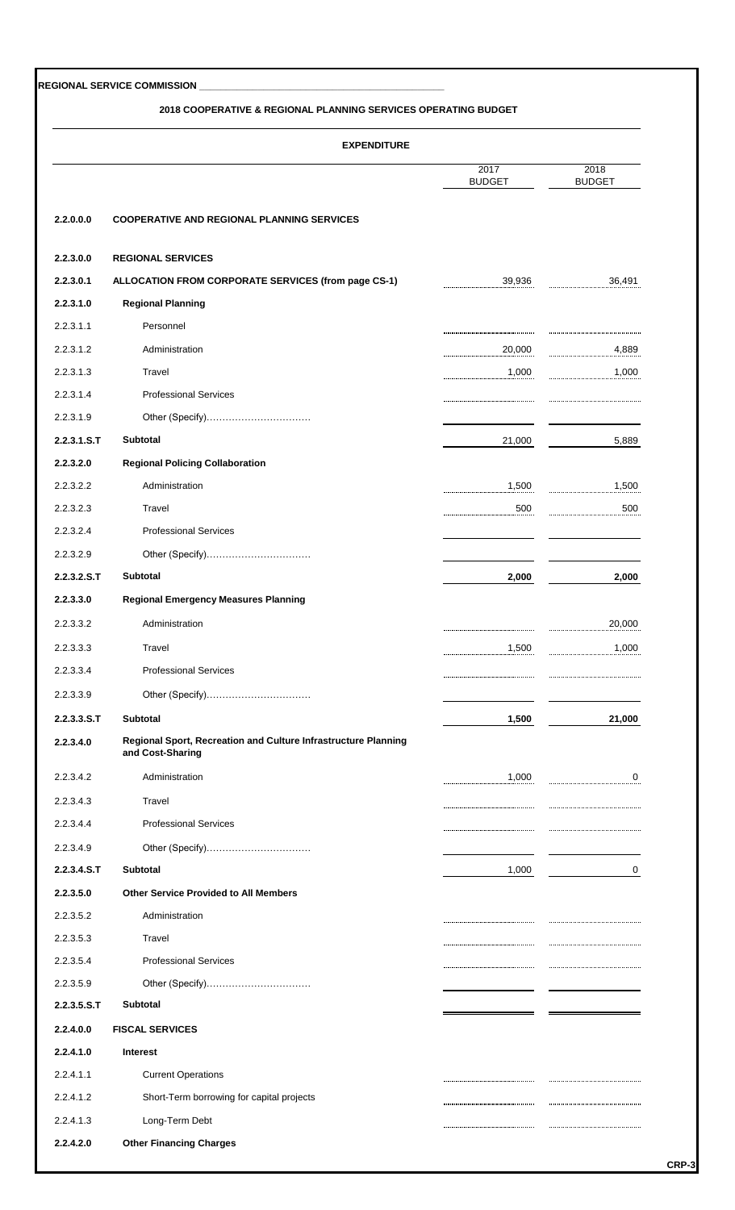**REGIONAL SERVICE COMMISSION** ____________________________________________

**2018 COOPERATIVE & REGIONAL PLANNING SERVICES OPERATING BUDGET**

**EXPENDITURE**

| | | 2017 BUDGET | 2018 BUDGET |
|---|---|---|---|
| **2.2.0.0.0** | **COOPERATIVE AND REGIONAL PLANNING SERVICES** | | |
| **2.2.3.0.0** | **REGIONAL SERVICES** | | |
| **2.2.3.0.1** | **ALLOCATION FROM CORPORATE SERVICES (from page CS-1)** | 39,936 | 36,491 |
| **2.2.3.1.0** | **Regional Planning** | | |
| 2.2.3.1.1 | Personnel | | |
| 2.2.3.1.2 | Administration | 20,000 | 4,889 |
| 2.2.3.1.3 | Travel | 1,000 | 1,000 |
| 2.2.3.1.4 | Professional Services | | |
| 2.2.3.1.9 | Other (Specify)…………………………… | | |
| **2.2.3.1.S.T** | **Subtotal** | 21,000 | 5,889 |
| **2.2.3.2.0** | **Regional Policing Collaboration** | | |
| 2.2.3.2.2 | Administration | 1,500 | 1,500 |
| 2.2.3.2.3 | Travel | 500 | 500 |
| 2.2.3.2.4 | Professional Services | | |
| 2.2.3.2.9 | Other (Specify)…………………………… | | |
| **2.2.3.2.S.T** | **Subtotal** | **2,000** | **2,000** |
| **2.2.3.3.0** | **Regional Emergency Measures Planning** | | |
| 2.2.3.3.2 | Administration | | 20,000 |
| 2.2.3.3.3 | Travel | 1,500 | 1,000 |
| 2.2.3.3.4 | Professional Services | | |
| 2.2.3.3.9 | Other (Specify)…………………………… | | |
| **2.2.3.3.S.T** | **Subtotal** | **1,500** | **21,000** |
| **2.2.3.4.0** | **Regional Sport, Recreation and Culture Infrastructure Planning and Cost-Sharing** | | |
| 2.2.3.4.2 | Administration | 1,000 | 0 |
| 2.2.3.4.3 | Travel | | |
| 2.2.3.4.4 | Professional Services | | |
| 2.2.3.4.9 | Other (Specify)…………………………… | | |
| **2.2.3.4.S.T** | **Subtotal** | 1,000 | 0 |
| **2.2.3.5.0** | **Other Service Provided to All Members** | | |
| 2.2.3.5.2 | Administration | | |
| 2.2.3.5.3 | Travel | | |
| 2.2.3.5.4 | Professional Services | | |
| 2.2.3.5.9 | Other (Specify)…………………………… | | |
| **2.2.3.5.S.T** | **Subtotal** | | |
| **2.2.4.0.0** | **FISCAL SERVICES** | | |
| **2.2.4.1.0** | **Interest** | | |
| 2.2.4.1.1 | Current Operations | | |
| 2.2.4.1.2 | Short-Term borrowing for capital projects | | |
| 2.2.4.1.3 | Long-Term Debt | | |
| **2.2.4.2.0** | **Other Financing Charges** | | |

CRP-3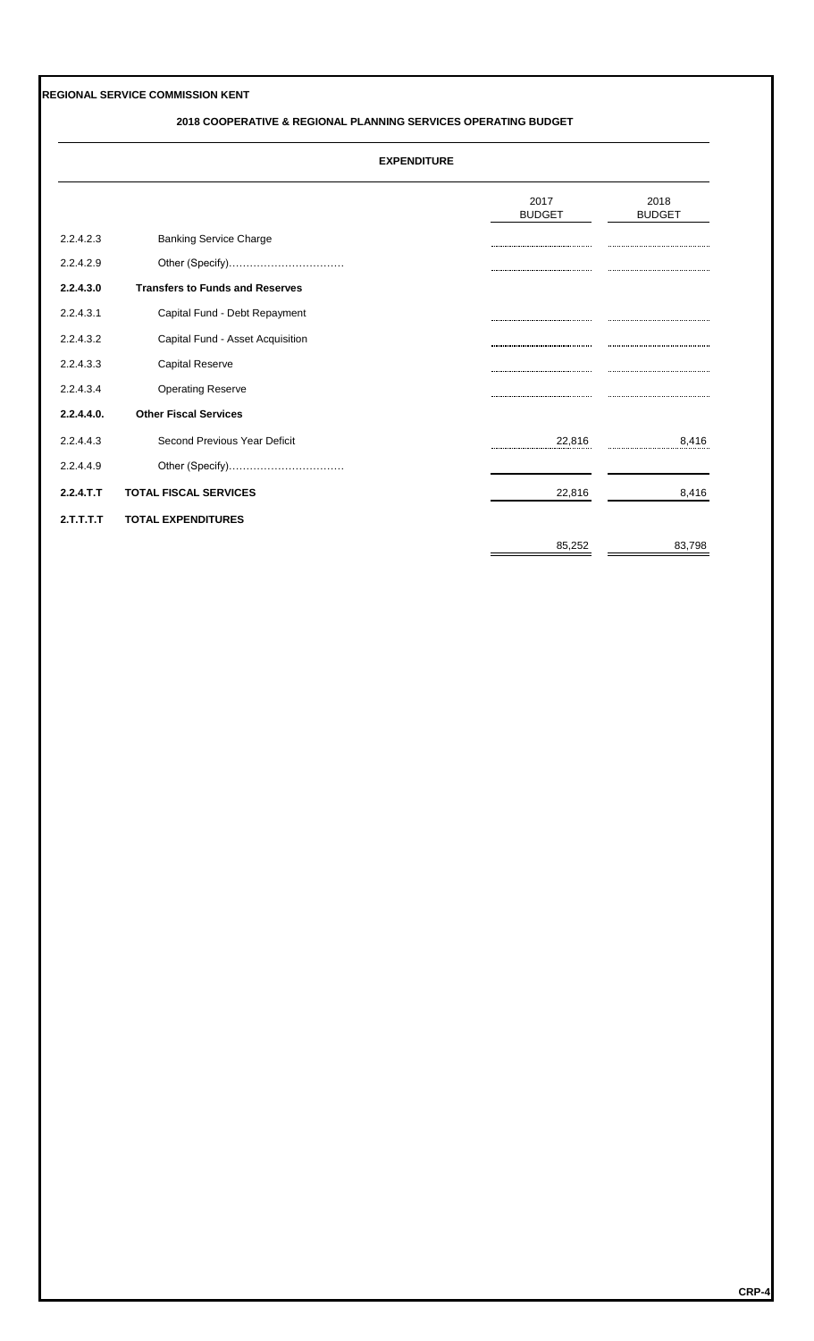**REGIONAL SERVICE COMMISSION KENT**

**2018 COOPERATIVE & REGIONAL PLANNING SERVICES OPERATING BUDGET**

**EXPENDITURE**

| | | 2017 BUDGET | 2018 BUDGET |
|---|---|---|---|
| 2.2.4.2.3 | Banking Service Charge | | |
| 2.2.4.2.9 | Other (Specify)................................ | | |
| **2.2.4.3.0** | **Transfers to Funds and Reserves** | | |
| 2.2.4.3.1 | Capital Fund - Debt Repayment | | |
| 2.2.4.3.2 | Capital Fund - Asset Acquisition | | |
| 2.2.4.3.3 | Capital Reserve | | |
| 2.2.4.3.4 | Operating Reserve | | |
| **2.2.4.4.0.** | **Other Fiscal Services** | | |
| 2.2.4.4.3 | Second Previous Year Deficit | 22,816 | 8,416 |
| 2.2.4.4.9 | Other (Specify)................................ | | |
| **2.2.4.T.T** | **TOTAL FISCAL SERVICES** | 22,816 | 8,416 |
| **2.T.T.T.T** | **TOTAL EXPENDITURES** | 85,252 | 83,798 |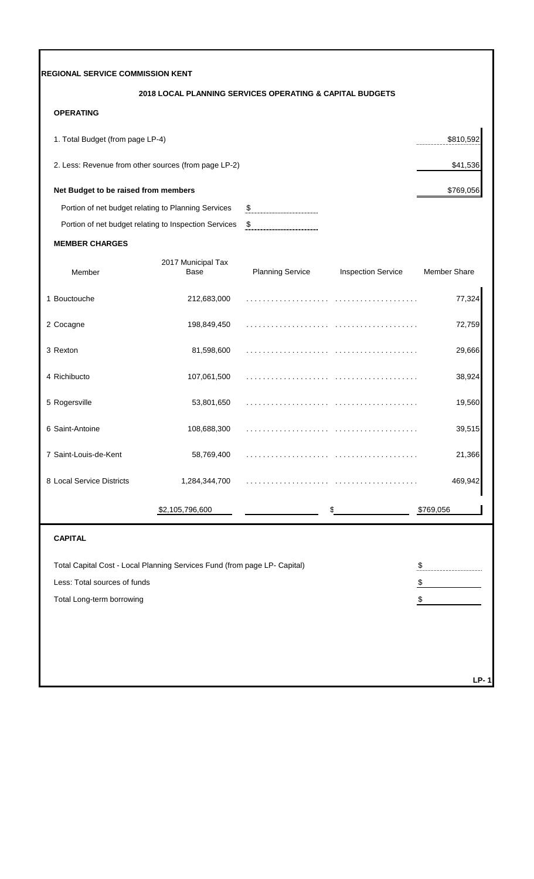**REGIONAL SERVICE COMMISSION KENT**

## 2018 LOCAL PLANNING SERVICES OPERATING & CAPITAL BUDGETS

### OPERATING

| | |
|---|---|
| 1. Total Budget (from page LP-4) | $810,592 |
| 2. Less: Revenue from other sources (from page LP-2) | $41,536 |
| **Net Budget to be raised from members** | $769,056 |
| Portion of net budget relating to Planning Services | $ |
| Portion of net budget relating to Inspection Services | $ |

### MEMBER CHARGES

| Member | 2017 Municipal Tax Base | Planning Service | Inspection Service | Member Share |
|---|---|---|---|---|
| 1 Bouctouche | 212,683,000 | | | 77,324 |
| 2 Cocagne | 198,849,450 | | | 72,759 |
| 3 Rexton | 81,598,600 | | | 29,666 |
| 4 Richibucto | 107,061,500 | | | 38,924 |
| 5 Rogersville | 53,801,650 | | | 19,560 |
| 6 Saint-Antoine | 108,688,300 | | | 39,515 |
| 7 Saint-Louis-de-Kent | 58,769,400 | | | 21,366 |
| 8 Local Service Districts | 1,284,344,700 | | | 469,942 |
| | $2,105,796,600 | | $ | $769,056 |

### CAPITAL

| | |
|---|---|
| Total Capital Cost - Local Planning Services Fund (from page LP- Capital) | $ |
| Less: Total sources of funds | $ |
| Total Long-term borrowing | $ |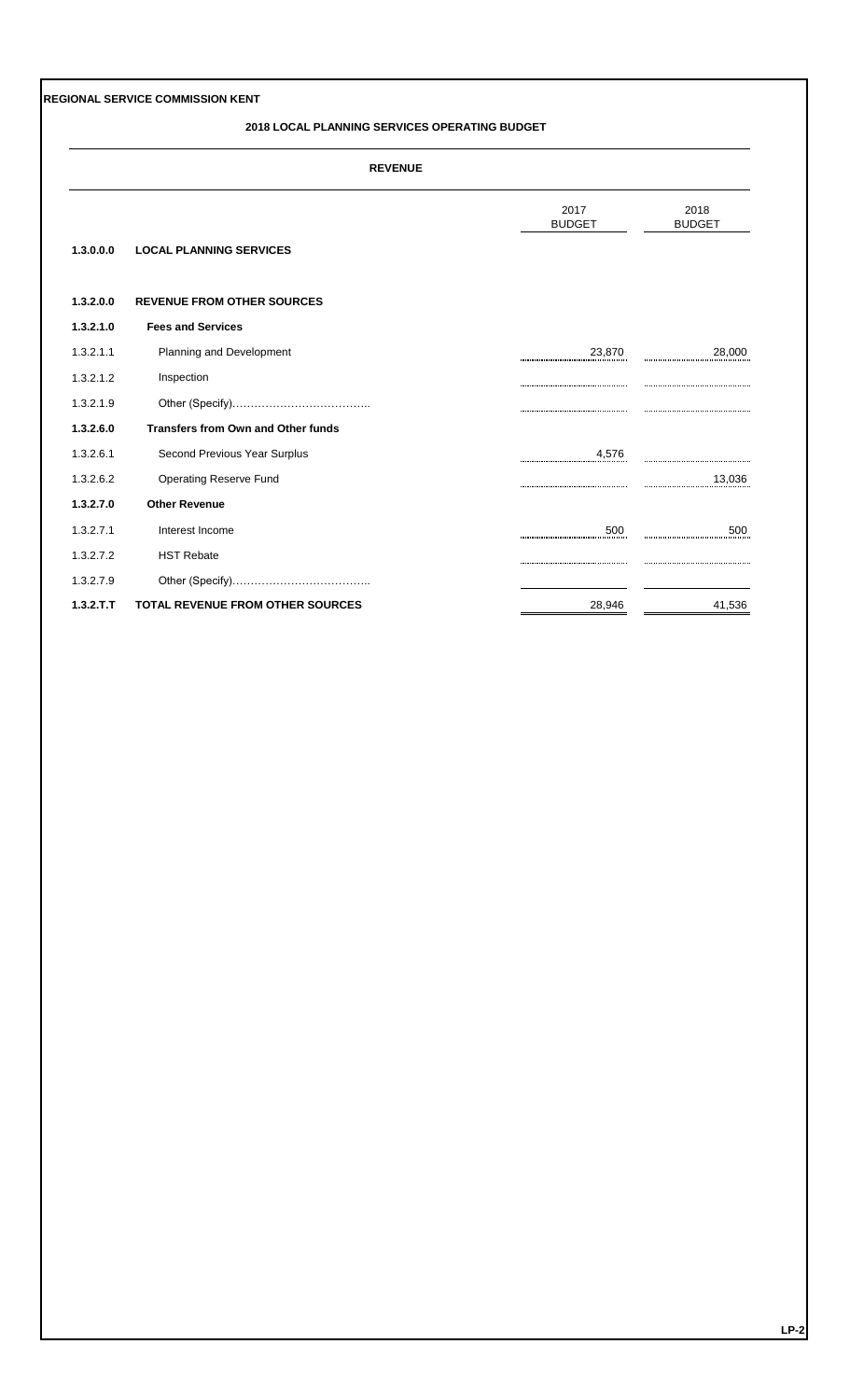**REGIONAL SERVICE COMMISSION KENT**

## 2018 LOCAL PLANNING SERVICES OPERATING BUDGET

### REVENUE

| | | 2017 BUDGET | 2018 BUDGET |
|---|---|---|---|
| **1.3.0.0.0** | **LOCAL PLANNING SERVICES** | | |
| **1.3.2.0.0** | **REVENUE FROM OTHER SOURCES** | | |
| **1.3.2.1.0** | **Fees and Services** | | |
| 1.3.2.1.1 | Planning and Development | 23,870 | 28,000 |
| 1.3.2.1.2 | Inspection | | |
| 1.3.2.1.9 | Other (Specify)……………………………….. | | |
| **1.3.2.6.0** | **Transfers from Own and Other funds** | | |
| 1.3.2.6.1 | Second Previous Year Surplus | 4,576 | |
| 1.3.2.6.2 | Operating Reserve Fund | | 13,036 |
| **1.3.2.7.0** | **Other Revenue** | | |
| 1.3.2.7.1 | Interest Income | 500 | 500 |
| 1.3.2.7.2 | HST Rebate | | |
| 1.3.2.7.9 | Other (Specify)……………………………….. | | |
| **1.3.2.T.T** | **TOTAL REVENUE FROM OTHER SOURCES** | 28,946 | 41,536 |

LP-2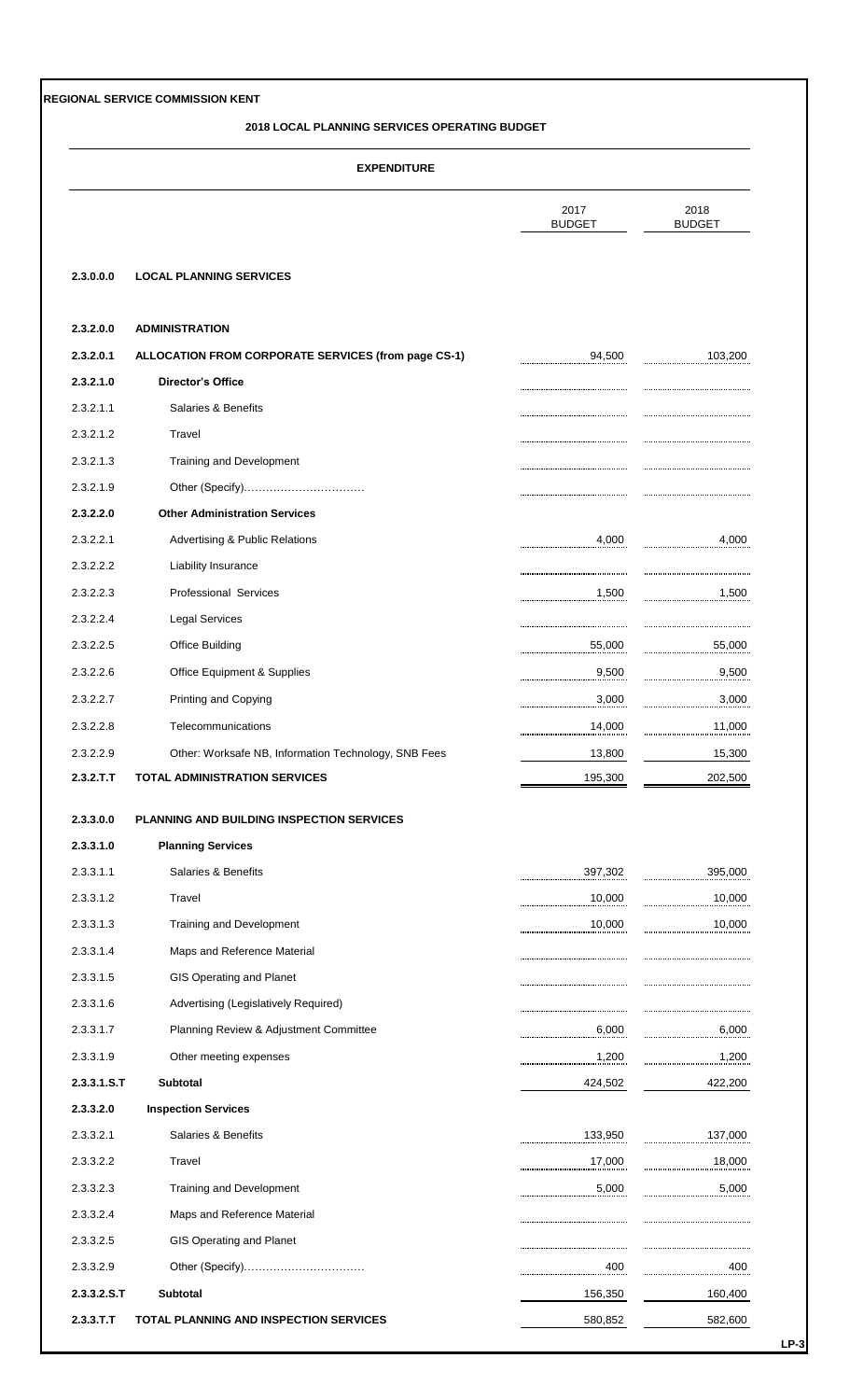**REGIONAL SERVICE COMMISSION KENT**

**2018 LOCAL PLANNING SERVICES OPERATING BUDGET**

**EXPENDITURE**

| | | 2017 BUDGET | 2018 BUDGET |
|---|---|---|---|
| **2.3.0.0.0** | **LOCAL PLANNING SERVICES** | | |
| **2.3.2.0.0** | **ADMINISTRATION** | | |
| **2.3.2.0.1** | **ALLOCATION FROM CORPORATE SERVICES (from page CS-1)** | 94,500 | 103,200 |
| **2.3.2.1.0** | **Director's Office** | | |
| 2.3.2.1.1 | Salaries & Benefits | | |
| 2.3.2.1.2 | Travel | | |
| 2.3.2.1.3 | Training and Development | | |
| 2.3.2.1.9 | Other (Specify)…………………………… | | |
| **2.3.2.2.0** | **Other Administration Services** | | |
| 2.3.2.2.1 | Advertising & Public Relations | 4,000 | 4,000 |
| 2.3.2.2.2 | Liability Insurance | | |
| 2.3.2.2.3 | Professional Services | 1,500 | 1,500 |
| 2.3.2.2.4 | Legal Services | | |
| 2.3.2.2.5 | Office Building | 55,000 | 55,000 |
| 2.3.2.2.6 | Office Equipment & Supplies | 9,500 | 9,500 |
| 2.3.2.2.7 | Printing and Copying | 3,000 | 3,000 |
| 2.3.2.2.8 | Telecommunications | 14,000 | 11,000 |
| 2.3.2.2.9 | Other: Worksafe NB, Information Technology, SNB Fees | 13,800 | 15,300 |
| **2.3.2.T.T** | **TOTAL ADMINISTRATION SERVICES** | 195,300 | 202,500 |
| **2.3.3.0.0** | **PLANNING AND BUILDING INSPECTION SERVICES** | | |
| **2.3.3.1.0** | **Planning Services** | | |
| 2.3.3.1.1 | Salaries & Benefits | 397,302 | 395,000 |
| 2.3.3.1.2 | Travel | 10,000 | 10,000 |
| 2.3.3.1.3 | Training and Development | 10,000 | 10,000 |
| 2.3.3.1.4 | Maps and Reference Material | | |
| 2.3.3.1.5 | GIS Operating and Planet | | |
| 2.3.3.1.6 | Advertising (Legislatively Required) | | |
| 2.3.3.1.7 | Planning Review & Adjustment Committee | 6,000 | 6,000 |
| 2.3.3.1.9 | Other meeting expenses | 1,200 | 1,200 |
| **2.3.3.1.S.T** | **Subtotal** | 424,502 | 422,200 |
| **2.3.3.2.0** | **Inspection Services** | | |
| 2.3.3.2.1 | Salaries & Benefits | 133,950 | 137,000 |
| 2.3.3.2.2 | Travel | 17,000 | 18,000 |
| 2.3.3.2.3 | Training and Development | 5,000 | 5,000 |
| 2.3.3.2.4 | Maps and Reference Material | | |
| 2.3.3.2.5 | GIS Operating and Planet | | |
| 2.3.3.2.9 | Other (Specify)…………………………… | 400 | 400 |
| **2.3.3.2.S.T** | **Subtotal** | 156,350 | 160,400 |
| **2.3.3.T.T** | **TOTAL PLANNING AND INSPECTION SERVICES** | 580,852 | 582,600 |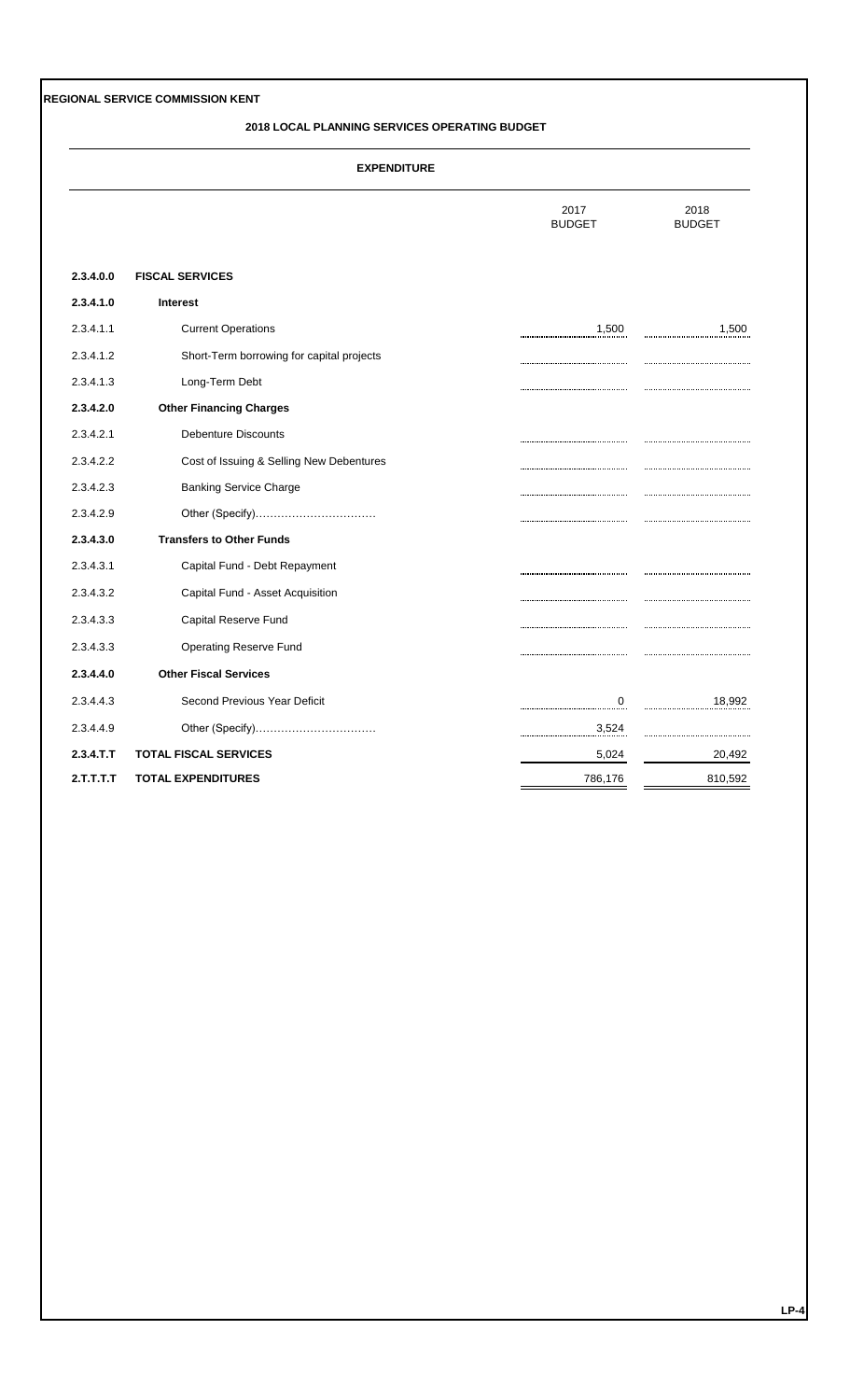**REGIONAL SERVICE COMMISSION KENT**

## 2018 LOCAL PLANNING SERVICES OPERATING BUDGET

### EXPENDITURE

| | | 2017 BUDGET | 2018 BUDGET |
|---|---|---|---|
| **2.3.4.0.0** | **FISCAL SERVICES** | | |
| **2.3.4.1.0** | **Interest** | | |
| 2.3.4.1.1 | Current Operations | 1,500 | 1,500 |
| 2.3.4.1.2 | Short-Term borrowing for capital projects | | |
| 2.3.4.1.3 | Long-Term Debt | | |
| **2.3.4.2.0** | **Other Financing Charges** | | |
| 2.3.4.2.1 | Debenture Discounts | | |
| 2.3.4.2.2 | Cost of Issuing & Selling New Debentures | | |
| 2.3.4.2.3 | Banking Service Charge | | |
| 2.3.4.2.9 | Other (Specify)................................ | | |
| **2.3.4.3.0** | **Transfers to Other Funds** | | |
| 2.3.4.3.1 | Capital Fund - Debt Repayment | | |
| 2.3.4.3.2 | Capital Fund - Asset Acquisition | | |
| 2.3.4.3.3 | Capital Reserve Fund | | |
| 2.3.4.3.3 | Operating Reserve Fund | | |
| **2.3.4.4.0** | **Other Fiscal Services** | | |
| 2.3.4.4.3 | Second Previous Year Deficit | 0 | 18,992 |
| 2.3.4.4.9 | Other (Specify)................................ | 3,524 | |
| **2.3.4.T.T** | **TOTAL FISCAL SERVICES** | 5,024 | 20,492 |
| **2.T.T.T.T** | **TOTAL EXPENDITURES** | 786,176 | 810,592 |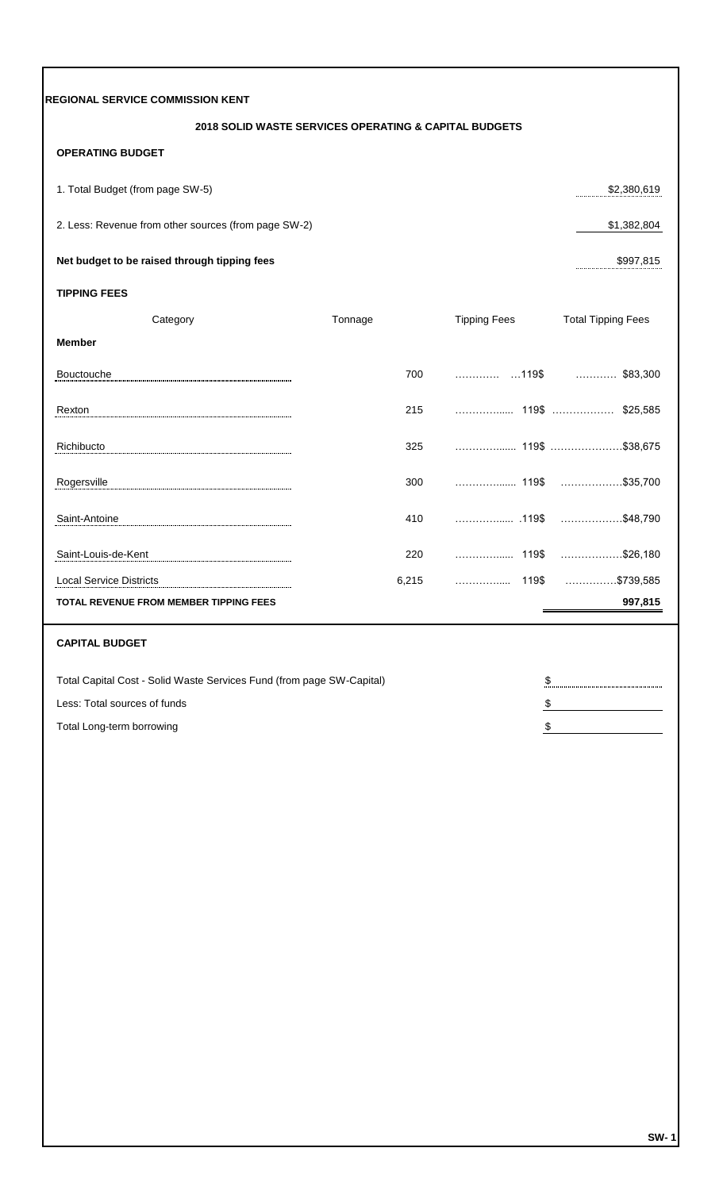**REGIONAL SERVICE COMMISSION KENT**

**2018 SOLID WASTE SERVICES OPERATING & CAPITAL BUDGETS**

**OPERATING BUDGET**

| | |
|---|---|
| 1. Total Budget (from page SW-5) | $2,380,619 |
| 2. Less: Revenue from other sources (from page SW-2) | $1,382,804 |
| **Net budget to be raised through tipping fees** | $997,815 |

**TIPPING FEES**

| Category | Tonnage | Tipping Fees | Total Tipping Fees |
|---|---|---|---|
| **Member** | | | |
| Bouctouche | 700 | 119$ | $83,300 |
| Rexton | 215 | 119$ | $25,585 |
| Richibucto | 325 | 119$ | $38,675 |
| Rogersville | 300 | 119$ | $35,700 |
| Saint-Antoine | 410 | 119$ | $48,790 |
| Saint-Louis-de-Kent | 220 | 119$ | $26,180 |
| Local Service Districts | 6,215 | 119$ | $739,585 |
| **TOTAL REVENUE FROM MEMBER TIPPING FEES** | | | **997,815** |

**CAPITAL BUDGET**

| | |
|---|---|
| Total Capital Cost - Solid Waste Services Fund (from page SW-Capital) | $ |
| Less: Total sources of funds | $ |
| Total Long-term borrowing | $ |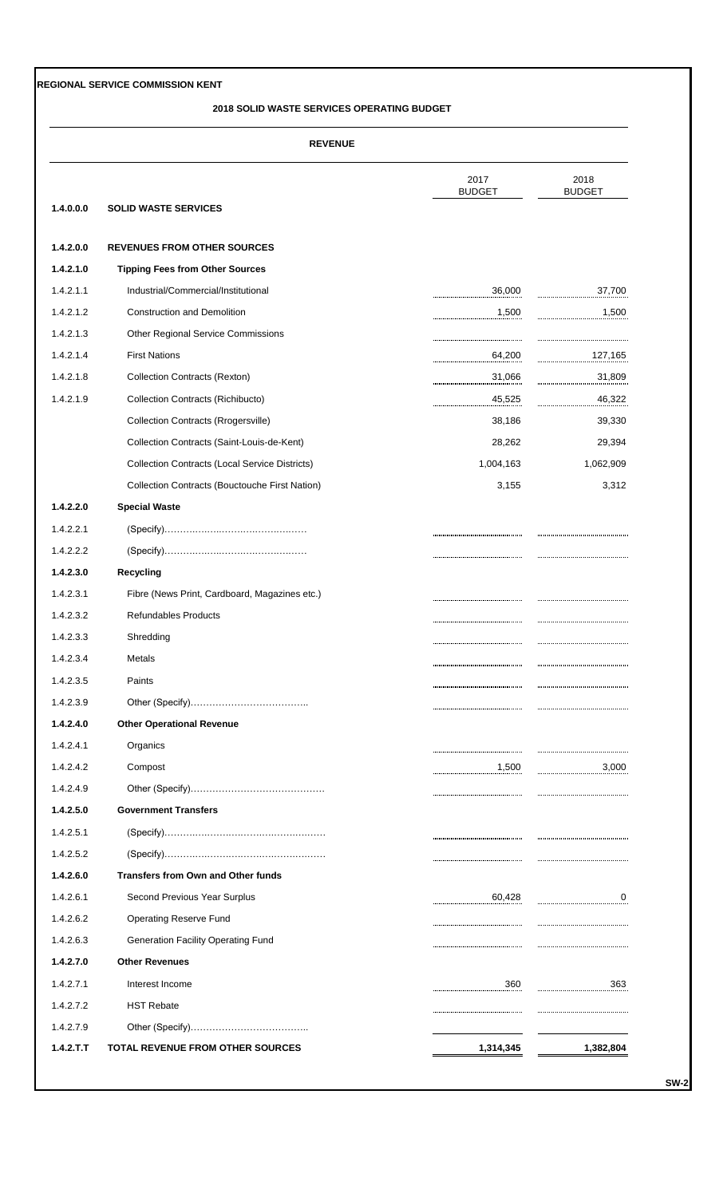**REGIONAL SERVICE COMMISSION KENT**

**2018 SOLID WASTE SERVICES OPERATING BUDGET**

**REVENUE**

| | | 2017 BUDGET | 2018 BUDGET |
|---|---|---|---|
| **1.4.0.0.0** | **SOLID WASTE SERVICES** | | |
| **1.4.2.0.0** | **REVENUES FROM OTHER SOURCES** | | |
| **1.4.2.1.0** | **Tipping Fees from Other Sources** | | |
| 1.4.2.1.1 | Industrial/Commercial/Institutional | 36,000 | 37,700 |
| 1.4.2.1.2 | Construction and Demolition | 1,500 | 1,500 |
| 1.4.2.1.3 | Other Regional Service Commissions | | |
| 1.4.2.1.4 | First Nations | 64,200 | 127,165 |
| 1.4.2.1.8 | Collection Contracts (Rexton) | 31,066 | 31,809 |
| 1.4.2.1.9 | Collection Contracts (Richibucto) | 45,525 | 46,322 |
| | Collection Contracts (Rrogersville) | 38,186 | 39,330 |
| | Collection Contracts (Saint-Louis-de-Kent) | 28,262 | 29,394 |
| | Collection Contracts (Local Service Districts) | 1,004,163 | 1,062,909 |
| | Collection Contracts (Bouctouche First Nation) | 3,155 | 3,312 |
| **1.4.2.2.0** | **Special Waste** | | |
| 1.4.2.2.1 | (Specify)………………………………………… | | |
| 1.4.2.2.2 | (Specify)………………………………………… | | |
| **1.4.2.3.0** | **Recycling** | | |
| 1.4.2.3.1 | Fibre (News Print, Cardboard, Magazines etc.) | | |
| 1.4.2.3.2 | Refundables Products | | |
| 1.4.2.3.3 | Shredding | | |
| 1.4.2.3.4 | Metals | | |
| 1.4.2.3.5 | Paints | | |
| 1.4.2.3.9 | Other (Specify)……………………………….. | | |
| **1.4.2.4.0** | **Other Operational Revenue** | | |
| 1.4.2.4.1 | Organics | | |
| 1.4.2.4.2 | Compost | 1,500 | 3,000 |
| 1.4.2.4.9 | Other (Specify)…………………………………… | | |
| **1.4.2.5.0** | **Government Transfers** | | |
| 1.4.2.5.1 | (Specify)…………………………………………… | | |
| 1.4.2.5.2 | (Specify)…………………………………………… | | |
| **1.4.2.6.0** | **Transfers from Own and Other funds** | | |
| 1.4.2.6.1 | Second Previous Year Surplus | 60,428 | 0 |
| 1.4.2.6.2 | Operating Reserve Fund | | |
| 1.4.2.6.3 | Generation Facility Operating Fund | | |
| **1.4.2.7.0** | **Other Revenues** | | |
| 1.4.2.7.1 | Interest Income | 360 | 363 |
| 1.4.2.7.2 | HST Rebate | | |
| 1.4.2.7.9 | Other (Specify)……………………………….. | | |
| **1.4.2.T.T** | **TOTAL REVENUE FROM OTHER SOURCES** | **1,314,345** | **1,382,804** |

SW-2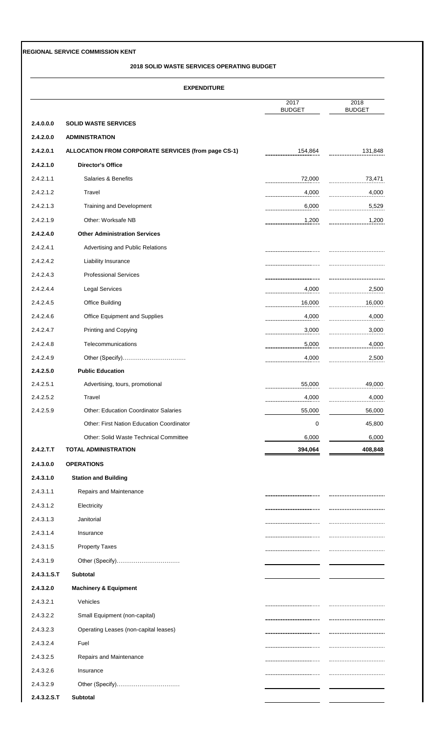**REGIONAL SERVICE COMMISSION KENT**

**2018 SOLID WASTE SERVICES OPERATING BUDGET**

**EXPENDITURE**

| | | 2017 BUDGET | 2018 BUDGET |
|---|---|---|---|
| **2.4.0.0.0** | **SOLID WASTE SERVICES** | | |
| **2.4.2.0.0** | **ADMINISTRATION** | | |
| **2.4.2.0.1** | **ALLOCATION FROM CORPORATE SERVICES (from page CS-1)** | 154,864 | 131,848 |
| **2.4.2.1.0** | **Director's Office** | | |
| 2.4.2.1.1 | Salaries & Benefits | 72,000 | 73,471 |
| 2.4.2.1.2 | Travel | 4,000 | 4,000 |
| 2.4.2.1.3 | Training and Development | 6,000 | 5,529 |
| 2.4.2.1.9 | Other: Worksafe NB | 1,200 | 1,200 |
| **2.4.2.4.0** | **Other Administration Services** | | |
| 2.4.2.4.1 | Advertising and Public Relations | | |
| 2.4.2.4.2 | Liability Insurance | | |
| 2.4.2.4.3 | Professional Services | | |
| 2.4.2.4.4 | Legal Services | 4,000 | 2,500 |
| 2.4.2.4.5 | Office Building | 16,000 | 16,000 |
| 2.4.2.4.6 | Office Equipment and Supplies | 4,000 | 4,000 |
| 2.4.2.4.7 | Printing and Copying | 3,000 | 3,000 |
| 2.4.2.4.8 | Telecommunications | 5,000 | 4,000 |
| 2.4.2.4.9 | Other (Specify)................................ | 4,000 | 2,500 |
| **2.4.2.5.0** | **Public Education** | | |
| 2.4.2.5.1 | Advertising, tours, promotional | 55,000 | 49,000 |
| 2.4.2.5.2 | Travel | 4,000 | 4,000 |
| 2.4.2.5.9 | Other: Education Coordinator Salaries | 55,000 | 56,000 |
| | Other: First Nation Education Coordinator | 0 | 45,800 |
| | Other: Solid Waste Technical Committee | 6,000 | 6,000 |
| **2.4.2.T.T** | **TOTAL ADMINISTRATION** | **394,064** | **408,848** |
| **2.4.3.0.0** | **OPERATIONS** | | |
| **2.4.3.1.0** | **Station and Building** | | |
| 2.4.3.1.1 | Repairs and Maintenance | | |
| 2.4.3.1.2 | Electricity | | |
| 2.4.3.1.3 | Janitorial | | |
| 2.4.3.1.4 | Insurance | | |
| 2.4.3.1.5 | Property Taxes | | |
| 2.4.3.1.9 | Other (Specify)................................ | | |
| **2.4.3.1.S.T** | **Subtotal** | | |
| **2.4.3.2.0** | **Machinery & Equipment** | | |
| 2.4.3.2.1 | Vehicles | | |
| 2.4.3.2.2 | Small Equipment (non-capital) | | |
| 2.4.3.2.3 | Operating Leases (non-capital leases) | | |
| 2.4.3.2.4 | Fuel | | |
| 2.4.3.2.5 | Repairs and Maintenance | | |
| 2.4.3.2.6 | Insurance | | |
| 2.4.3.2.9 | Other (Specify)................................ | | |
| **2.4.3.2.S.T** | **Subtotal** | | |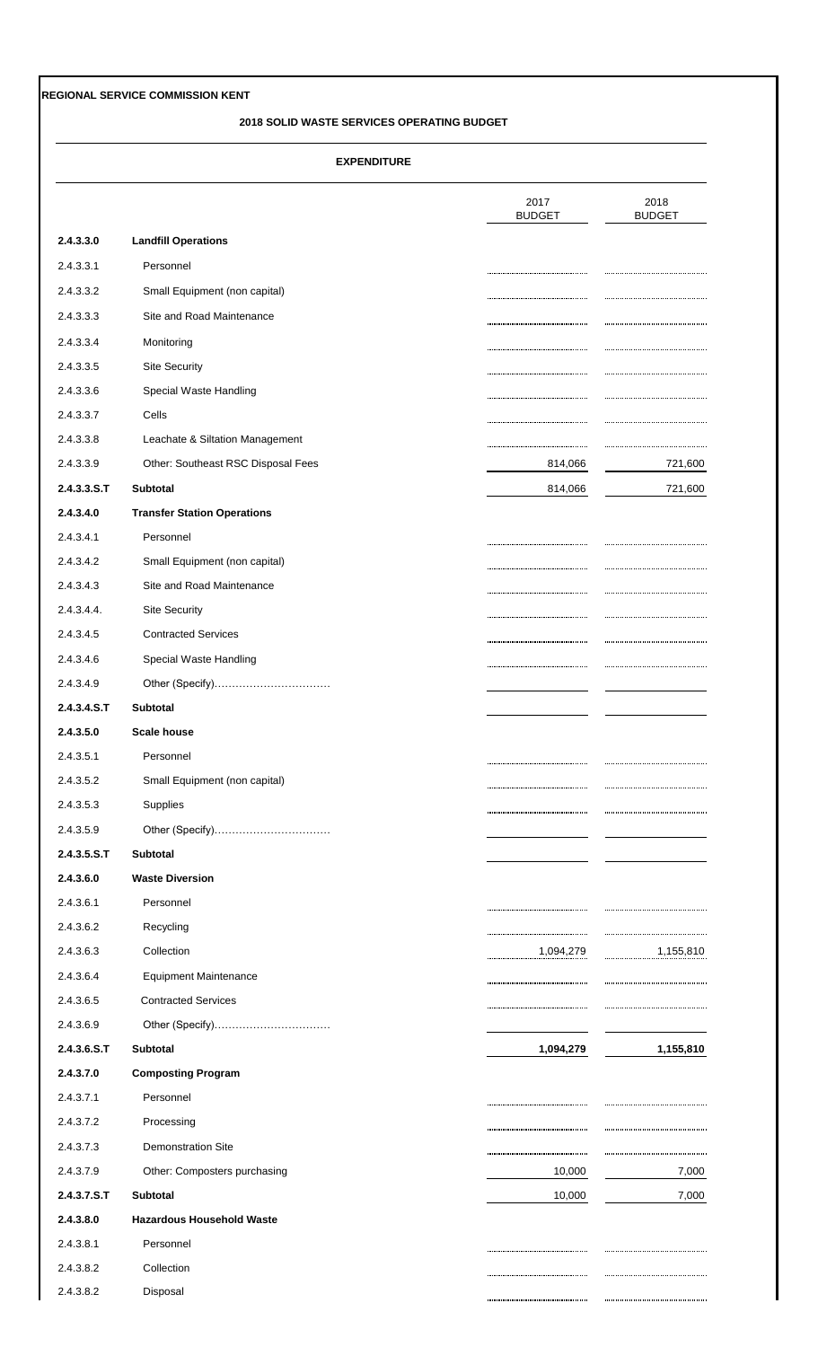**REGIONAL SERVICE COMMISSION KENT**

**2018 SOLID WASTE SERVICES OPERATING BUDGET**

**EXPENDITURE**

| | | 2017 BUDGET | 2018 BUDGET |
|---|---|---|---|
| **2.4.3.3.0** | **Landfill Operations** | | |
| 2.4.3.3.1 | Personnel | | |
| 2.4.3.3.2 | Small Equipment (non capital) | | |
| 2.4.3.3.3 | Site and Road Maintenance | | |
| 2.4.3.3.4 | Monitoring | | |
| 2.4.3.3.5 | Site Security | | |
| 2.4.3.3.6 | Special Waste Handling | | |
| 2.4.3.3.7 | Cells | | |
| 2.4.3.3.8 | Leachate & Siltation Management | | |
| 2.4.3.3.9 | Other: Southeast RSC Disposal Fees | 814,066 | 721,600 |
| **2.4.3.3.S.T** | **Subtotal** | 814,066 | 721,600 |
| **2.4.3.4.0** | **Transfer Station Operations** | | |
| 2.4.3.4.1 | Personnel | | |
| 2.4.3.4.2 | Small Equipment (non capital) | | |
| 2.4.3.4.3 | Site and Road Maintenance | | |
| 2.4.3.4.4. | Site Security | | |
| 2.4.3.4.5 | Contracted Services | | |
| 2.4.3.4.6 | Special Waste Handling | | |
| 2.4.3.4.9 | Other (Specify)…………………………… | | |
| **2.4.3.4.S.T** | **Subtotal** | | |
| **2.4.3.5.0** | **Scale house** | | |
| 2.4.3.5.1 | Personnel | | |
| 2.4.3.5.2 | Small Equipment (non capital) | | |
| 2.4.3.5.3 | Supplies | | |
| 2.4.3.5.9 | Other (Specify)…………………………… | | |
| **2.4.3.5.S.T** | **Subtotal** | | |
| **2.4.3.6.0** | **Waste Diversion** | | |
| 2.4.3.6.1 | Personnel | | |
| 2.4.3.6.2 | Recycling | | |
| 2.4.3.6.3 | Collection | 1,094,279 | 1,155,810 |
| 2.4.3.6.4 | Equipment Maintenance | | |
| 2.4.3.6.5 | Contracted Services | | |
| 2.4.3.6.9 | Other (Specify)…………………………… | | |
| **2.4.3.6.S.T** | **Subtotal** | **1,094,279** | **1,155,810** |
| **2.4.3.7.0** | **Composting Program** | | |
| 2.4.3.7.1 | Personnel | | |
| 2.4.3.7.2 | Processing | | |
| 2.4.3.7.3 | Demonstration Site | | |
| 2.4.3.7.9 | Other: Composters purchasing | 10,000 | 7,000 |
| **2.4.3.7.S.T** | **Subtotal** | 10,000 | 7,000 |
| **2.4.3.8.0** | **Hazardous Household Waste** | | |
| 2.4.3.8.1 | Personnel | | |
| 2.4.3.8.2 | Collection | | |
| 2.4.3.8.2 | Disposal | | |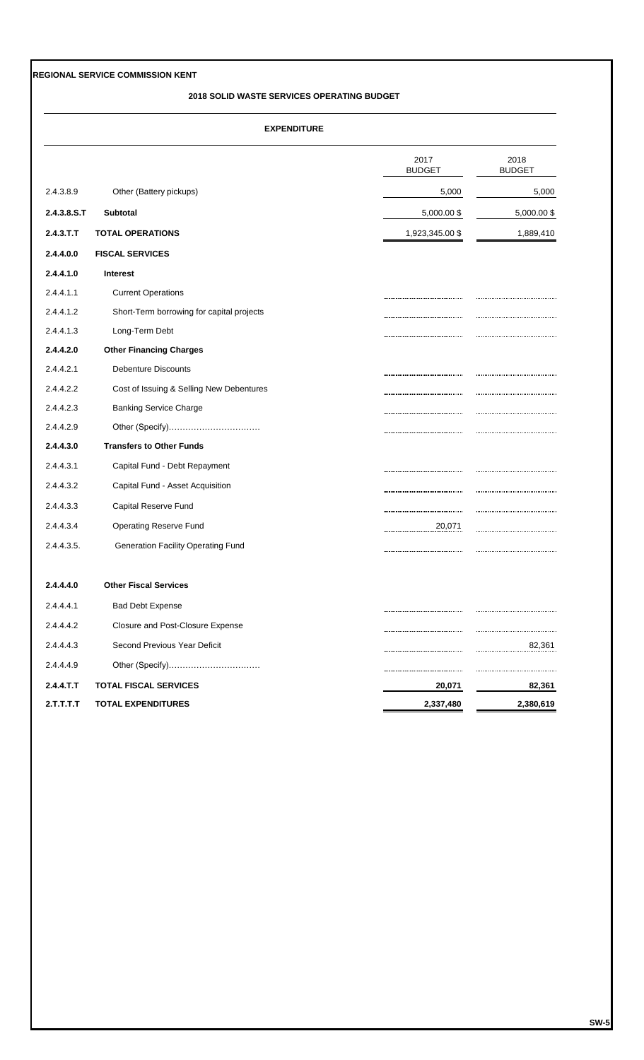**REGIONAL SERVICE COMMISSION KENT**

**2018 SOLID WASTE SERVICES OPERATING BUDGET**

**EXPENDITURE**

| | | 2017 BUDGET | 2018 BUDGET |
|---|---|---|---|
| 2.4.3.8.9 | Other (Battery pickups) | 5,000 | 5,000 |
| **2.4.3.8.S.T** | **Subtotal** | 5,000.00 $ | 5,000.00 $ |
| **2.4.3.T.T** | **TOTAL OPERATIONS** | 1,923,345.00 $ | 1,889,410 |
| **2.4.4.0.0** | **FISCAL SERVICES** | | |
| **2.4.4.1.0** | **Interest** | | |
| 2.4.4.1.1 | Current Operations | | |
| 2.4.4.1.2 | Short-Term borrowing for capital projects | | |
| 2.4.4.1.3 | Long-Term Debt | | |
| **2.4.4.2.0** | **Other Financing Charges** | | |
| 2.4.4.2.1 | Debenture Discounts | | |
| 2.4.4.2.2 | Cost of Issuing & Selling New Debentures | | |
| 2.4.4.2.3 | Banking Service Charge | | |
| 2.4.4.2.9 | Other (Specify)…………………………… | | |
| **2.4.4.3.0** | **Transfers to Other Funds** | | |
| 2.4.4.3.1 | Capital Fund - Debt Repayment | | |
| 2.4.4.3.2 | Capital Fund - Asset Acquisition | | |
| 2.4.4.3.3 | Capital Reserve Fund | | |
| 2.4.4.3.4 | Operating Reserve Fund | 20,071 | |
| 2.4.4.3.5. | Generation Facility Operating Fund | | |
| **2.4.4.4.0** | **Other Fiscal Services** | | |
| 2.4.4.4.1 | Bad Debt Expense | | |
| 2.4.4.4.2 | Closure and Post-Closure Expense | | |
| 2.4.4.4.3 | Second Previous Year Deficit | | 82,361 |
| 2.4.4.4.9 | Other (Specify)…………………………… | | |
| **2.4.4.T.T** | **TOTAL FISCAL SERVICES** | **20,071** | **82,361** |
| **2.T.T.T.T** | **TOTAL EXPENDITURES** | **2,337,480** | **2,380,619** |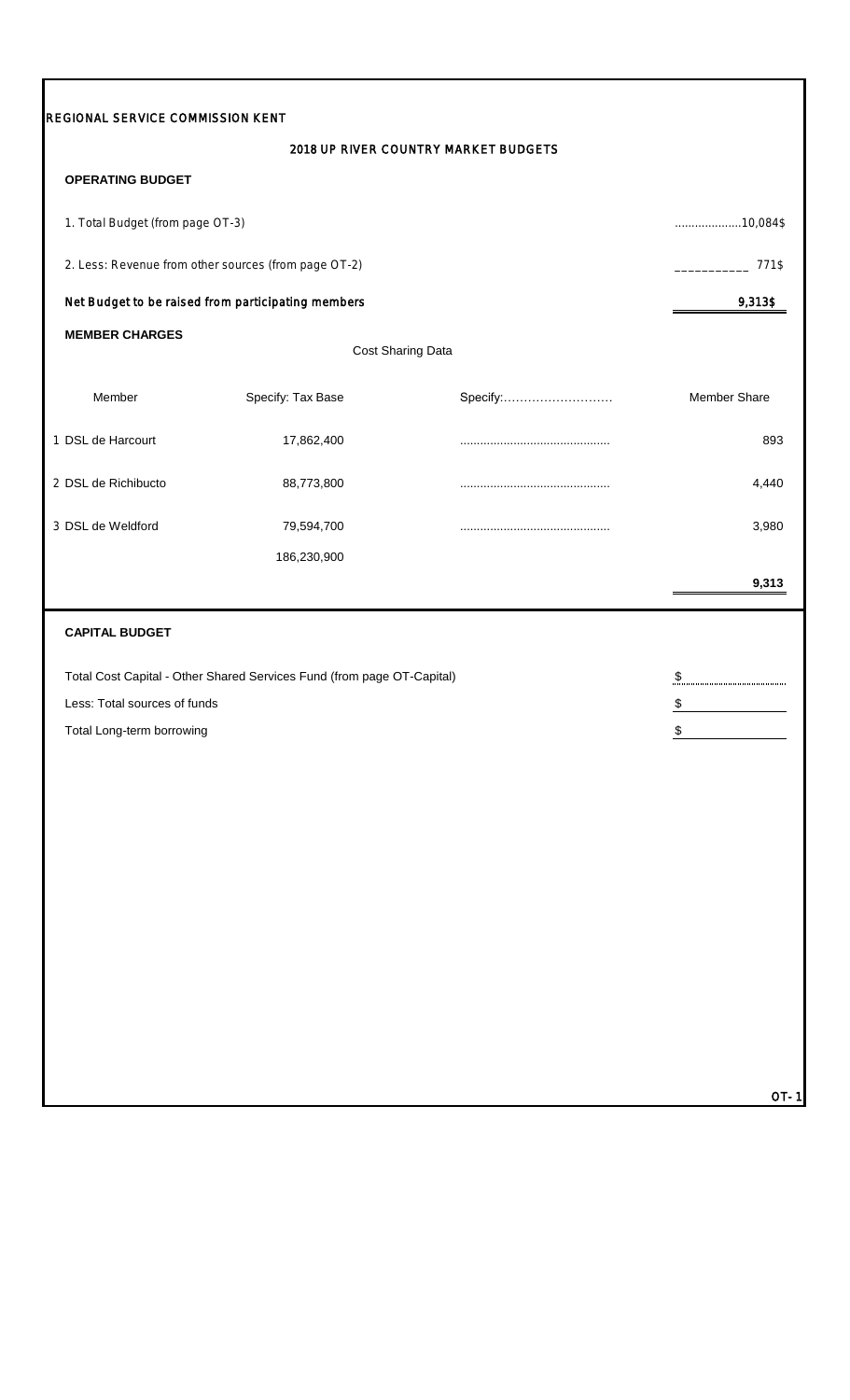REGIONAL SERVICE COMMISSION KENT

## 2018 UP RIVER COUNTRY MARKET BUDGETS

### OPERATING BUDGET

| | |
|---|---|
| 1. Total Budget (from page OT-3) | ...................10,084$ |
| 2. Less: Revenue from other sources (from page OT-2) | __________ 771$ |
| **Net Budget to be raised from participating members** | **9,313$** |

### MEMBER CHARGES

| Member | Cost Sharing Data | | Member Share |
|---|---|---|---|
| | Specify: Tax Base | Specify:......................... | |
| 1 DSL de Harcourt | 17,862,400 | ............................................ | 893 |
| 2 DSL de Richibucto | 88,773,800 | ............................................ | 4,440 |
| 3 DSL de Weldford | 79,594,700 | ............................................ | 3,980 |
| | 186,230,900 | | |
| | | | **9,313** |

### CAPITAL BUDGET

| | |
|---|---|
| Total Cost Capital - Other Shared Services Fund (from page OT-Capital) | $ |
| Less: Total sources of funds | $ |
| Total Long-term borrowing | $ |

OT-1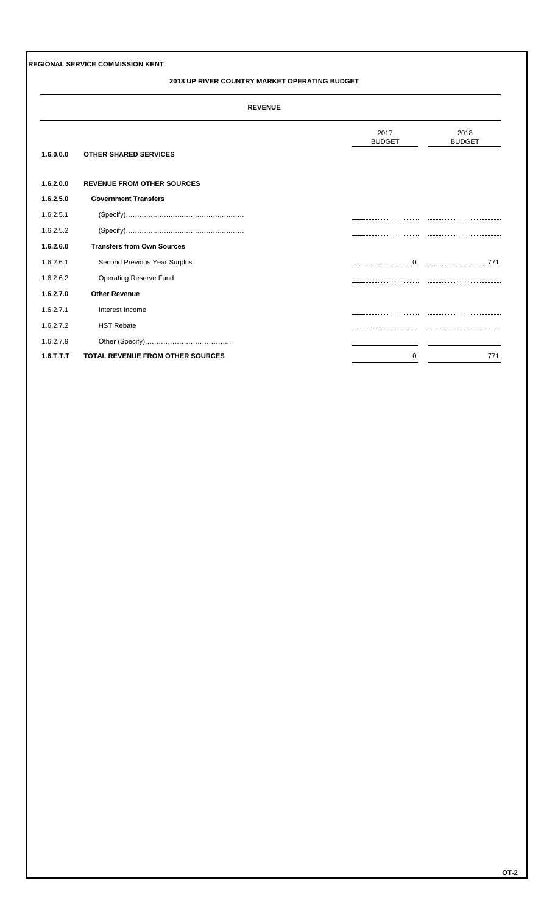**REGIONAL SERVICE COMMISSION KENT**

**2018 UP RIVER COUNTRY MARKET OPERATING BUDGET**

**REVENUE**

| | | 2017 BUDGET | 2018 BUDGET |
|---|---|---|---|
| **1.6.0.0.0** | **OTHER SHARED SERVICES** | | |
| **1.6.2.0.0** | **REVENUE FROM OTHER SOURCES** | | |
| **1.6.2.5.0** | **Government Transfers** | | |
| 1.6.2.5.1 | (Specify)…………………………………………… | | |
| 1.6.2.5.2 | (Specify)…………………………………………… | | |
| **1.6.2.6.0** | **Transfers from Own Sources** | | |
| 1.6.2.6.1 | Second Previous Year Surplus | 0 | 771 |
| 1.6.2.6.2 | Operating Reserve Fund | | |
| **1.6.2.7.0** | **Other Revenue** | | |
| 1.6.2.7.1 | Interest Income | | |
| 1.6.2.7.2 | HST Rebate | | |
| 1.6.2.7.9 | Other (Specify)……………………………….. | | |
| **1.6.T.T.T** | **TOTAL REVENUE FROM OTHER SOURCES** | 0 | 771 |

OT-2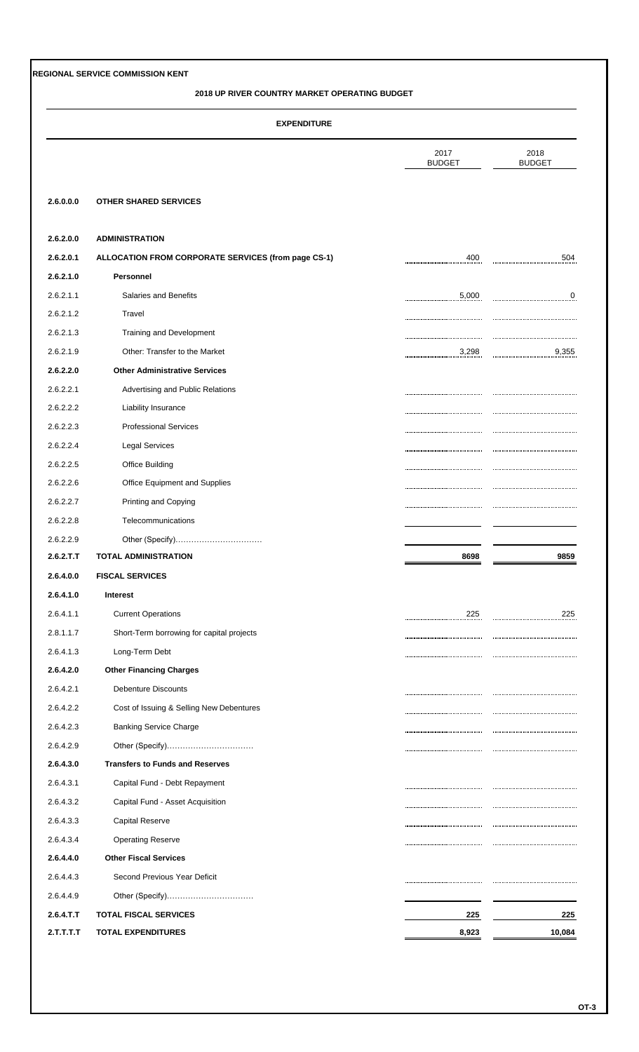**REGIONAL SERVICE COMMISSION KENT**

**2018 UP RIVER COUNTRY MARKET OPERATING BUDGET**

**EXPENDITURE**

| | | 2017 BUDGET | 2018 BUDGET |
|---|---|---|---|
| **2.6.0.0.0** | **OTHER SHARED SERVICES** | | |
| **2.6.2.0.0** | **ADMINISTRATION** | | |
| **2.6.2.0.1** | **ALLOCATION FROM CORPORATE SERVICES (from page CS-1)** | 400 | 504 |
| **2.6.2.1.0** | **Personnel** | | |
| 2.6.2.1.1 | Salaries and Benefits | 5,000 | 0 |
| 2.6.2.1.2 | Travel | | |
| 2.6.2.1.3 | Training and Development | | |
| 2.6.2.1.9 | Other: Transfer to the Market | 3,298 | 9,355 |
| **2.6.2.2.0** | **Other Administrative Services** | | |
| 2.6.2.2.1 | Advertising and Public Relations | | |
| 2.6.2.2.2 | Liability Insurance | | |
| 2.6.2.2.3 | Professional Services | | |
| 2.6.2.2.4 | Legal Services | | |
| 2.6.2.2.5 | Office Building | | |
| 2.6.2.2.6 | Office Equipment and Supplies | | |
| 2.6.2.2.7 | Printing and Copying | | |
| 2.6.2.2.8 | Telecommunications | | |
| 2.6.2.2.9 | Other (Specify)…………………………… | | |
| **2.6.2.T.T** | **TOTAL ADMINISTRATION** | **8698** | **9859** |
| **2.6.4.0.0** | **FISCAL SERVICES** | | |
| **2.6.4.1.0** | **Interest** | | |
| 2.6.4.1.1 | Current Operations | 225 | 225 |
| 2.8.1.1.7 | Short-Term borrowing for capital projects | | |
| 2.6.4.1.3 | Long-Term Debt | | |
| **2.6.4.2.0** | **Other Financing Charges** | | |
| 2.6.4.2.1 | Debenture Discounts | | |
| 2.6.4.2.2 | Cost of Issuing & Selling New Debentures | | |
| 2.6.4.2.3 | Banking Service Charge | | |
| 2.6.4.2.9 | Other (Specify)…………………………… | | |
| **2.6.4.3.0** | **Transfers to Funds and Reserves** | | |
| 2.6.4.3.1 | Capital Fund - Debt Repayment | | |
| 2.6.4.3.2 | Capital Fund - Asset Acquisition | | |
| 2.6.4.3.3 | Capital Reserve | | |
| 2.6.4.3.4 | Operating Reserve | | |
| **2.6.4.4.0** | **Other Fiscal Services** | | |
| 2.6.4.4.3 | Second Previous Year Deficit | | |
| 2.6.4.4.9 | Other (Specify)…………………………… | | |
| **2.6.4.T.T** | **TOTAL FISCAL SERVICES** | **225** | **225** |
| **2.T.T.T.T** | **TOTAL EXPENDITURES** | **8,923** | **10,084** |

**OT-3**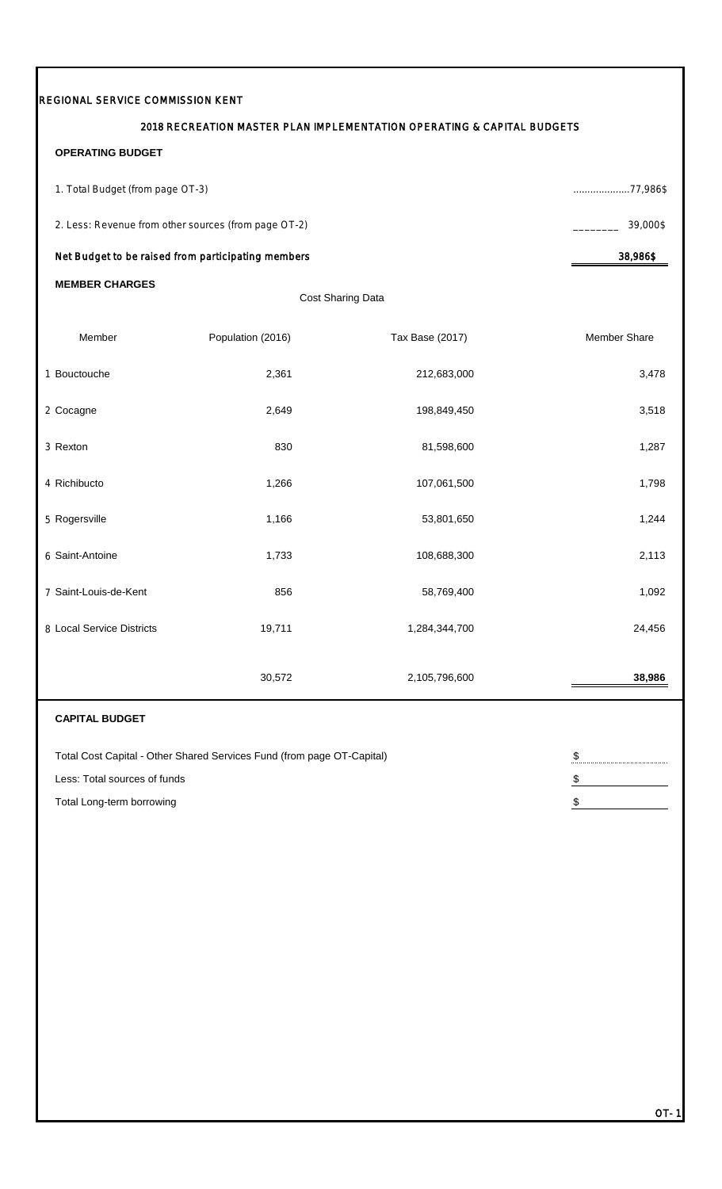REGIONAL SERVICE COMMISSION KENT

## 2018 RECREATION MASTER PLAN IMPLEMENTATION OPERATING & CAPITAL BUDGETS

### OPERATING BUDGET

| | |
|---|---|
| 1. Total Budget (from page OT-3) | ...................77,986$ |
| 2. Less: Revenue from other sources (from page OT-2) | ________ 39,000$ |
| **Net Budget to be raised from participating members** | **38,986$** |

### MEMBER CHARGES

Cost Sharing Data

| Member | Population (2016) | Tax Base (2017) | Member Share |
|---|---|---|---|
| 1 Bouctouche | 2,361 | 212,683,000 | 3,478 |
| 2 Cocagne | 2,649 | 198,849,450 | 3,518 |
| 3 Rexton | 830 | 81,598,600 | 1,287 |
| 4 Richibucto | 1,266 | 107,061,500 | 1,798 |
| 5 Rogersville | 1,166 | 53,801,650 | 1,244 |
| 6 Saint-Antoine | 1,733 | 108,688,300 | 2,113 |
| 7 Saint-Louis-de-Kent | 856 | 58,769,400 | 1,092 |
| 8 Local Service Districts | 19,711 | 1,284,344,700 | 24,456 |
| | 30,572 | 2,105,796,600 | **38,986** |

### CAPITAL BUDGET

| | |
|---|---|
| Total Cost Capital - Other Shared Services Fund (from page OT-Capital) | $ |
| Less: Total sources of funds | $ |
| Total Long-term borrowing | $ |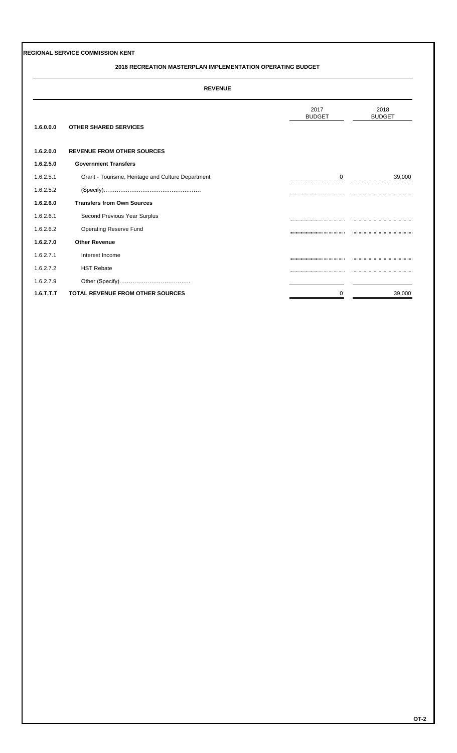**REGIONAL SERVICE COMMISSION KENT**

**2018 RECREATION MASTERPLAN IMPLEMENTATION OPERATING BUDGET**

**REVENUE**

| | | 2017 BUDGET | 2018 BUDGET |
|---|---|---|---|
| **1.6.0.0.0** | **OTHER SHARED SERVICES** | | |
| **1.6.2.0.0** | **REVENUE FROM OTHER SOURCES** | | |
| **1.6.2.5.0** | **Government Transfers** | | |
| 1.6.2.5.1 | Grant - Tourisme, Heritage and Culture Department | 0 | 39,000 |
| 1.6.2.5.2 | (Specify)…………………………………………… | | |
| **1.6.2.6.0** | **Transfers from Own Sources** | | |
| 1.6.2.6.1 | Second Previous Year Surplus | | |
| 1.6.2.6.2 | Operating Reserve Fund | | |
| **1.6.2.7.0** | **Other Revenue** | | |
| 1.6.2.7.1 | Interest Income | | |
| 1.6.2.7.2 | HST Rebate | | |
| 1.6.2.7.9 | Other (Specify)……………………………….. | | |
| **1.6.T.T.T** | **TOTAL REVENUE FROM OTHER SOURCES** | 0 | 39,000 |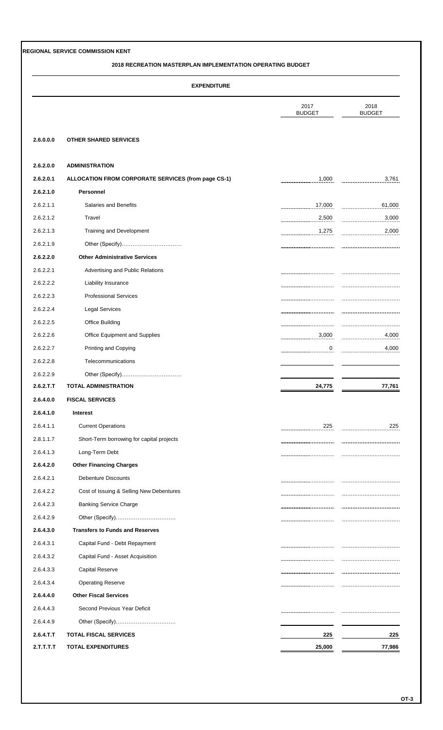**REGIONAL SERVICE COMMISSION KENT**

**2018 RECREATION MASTERPLAN IMPLEMENTATION OPERATING BUDGET**

**EXPENDITURE**

| | | 2017 BUDGET | 2018 BUDGET |
|---|---|---|---|
| **2.6.0.0.0** | **OTHER SHARED SERVICES** | | |
| **2.6.2.0.0** | **ADMINISTRATION** | | |
| **2.6.2.0.1** | **ALLOCATION FROM CORPORATE SERVICES (from page CS-1)** | 1,000 | 3,761 |
| **2.6.2.1.0** | **Personnel** | | |
| 2.6.2.1.1 | Salaries and Benefits | 17,000 | 61,000 |
| 2.6.2.1.2 | Travel | 2,500 | 3,000 |
| 2.6.2.1.3 | Training and Development | 1,275 | 2,000 |
| 2.6.2.1.9 | Other (Specify)................................ | | |
| **2.6.2.2.0** | **Other Administrative Services** | | |
| 2.6.2.2.1 | Advertising and Public Relations | | |
| 2.6.2.2.2 | Liability Insurance | | |
| 2.6.2.2.3 | Professional Services | | |
| 2.6.2.2.4 | Legal Services | | |
| 2.6.2.2.5 | Office Building | | |
| 2.6.2.2.6 | Office Equipment and Supplies | 3,000 | 4,000 |
| 2.6.2.2.7 | Printing and Copying | 0 | 4,000 |
| 2.6.2.2.8 | Telecommunications | | |
| 2.6.2.2.9 | Other (Specify)................................ | | |
| **2.6.2.T.T** | **TOTAL ADMINISTRATION** | **24,775** | **77,761** |
| **2.6.4.0.0** | **FISCAL SERVICES** | | |
| **2.6.4.1.0** | **Interest** | | |
| 2.6.4.1.1 | Current Operations | 225 | 225 |
| 2.8.1.1.7 | Short-Term borrowing for capital projects | | |
| 2.6.4.1.3 | Long-Term Debt | | |
| **2.6.4.2.0** | **Other Financing Charges** | | |
| 2.6.4.2.1 | Debenture Discounts | | |
| 2.6.4.2.2 | Cost of Issuing & Selling New Debentures | | |
| 2.6.4.2.3 | Banking Service Charge | | |
| 2.6.4.2.9 | Other (Specify)................................ | | |
| **2.6.4.3.0** | **Transfers to Funds and Reserves** | | |
| 2.6.4.3.1 | Capital Fund - Debt Repayment | | |
| 2.6.4.3.2 | Capital Fund - Asset Acquisition | | |
| 2.6.4.3.3 | Capital Reserve | | |
| 2.6.4.3.4 | Operating Reserve | | |
| **2.6.4.4.0** | **Other Fiscal Services** | | |
| 2.6.4.4.3 | Second Previous Year Deficit | | |
| 2.6.4.4.9 | Other (Specify)................................ | | |
| **2.6.4.T.T** | **TOTAL FISCAL SERVICES** | **225** | **225** |
| **2.T.T.T.T** | **TOTAL EXPENDITURES** | **25,000** | **77,986** |

**OT-3**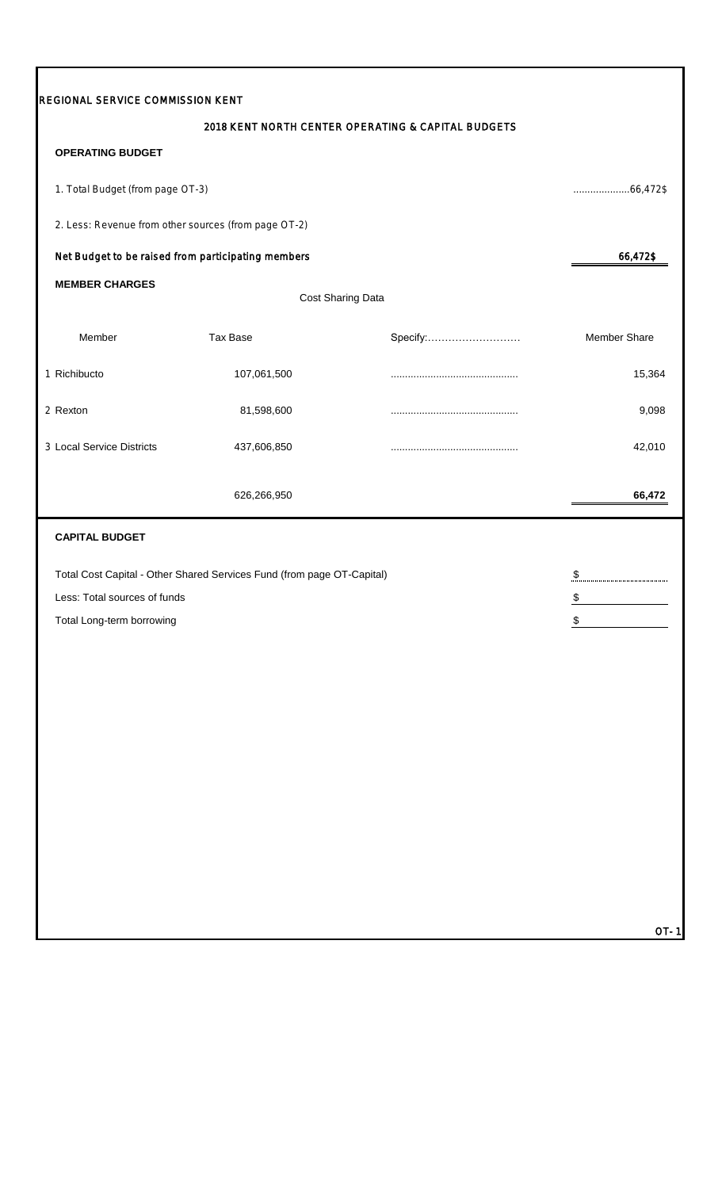REGIONAL SERVICE COMMISSION KENT

## 2018 KENT NORTH CENTER OPERATING & CAPITAL BUDGETS

### OPERATING BUDGET

| | |
|---|---|
| 1. Total Budget (from page OT-3) | ...................66,472$ |
| 2. Less: Revenue from other sources (from page OT-2) | |
| **Net Budget to be raised from participating members** | **66,472$** |

### MEMBER CHARGES

| | Cost Sharing Data | | |
|---|---|---|---|
| Member | Tax Base | Specify:......................... | Member Share |
| 1 Richibucto | 107,061,500 | ........................................... | 15,364 |
| 2 Rexton | 81,598,600 | ........................................... | 9,098 |
| 3 Local Service Districts | 437,606,850 | ........................................... | 42,010 |
| | 626,266,950 | | **66,472** |

### CAPITAL BUDGET

| | |
|---|---|
| Total Cost Capital - Other Shared Services Fund (from page OT-Capital) | $ |
| Less: Total sources of funds | $ |
| Total Long-term borrowing | $ |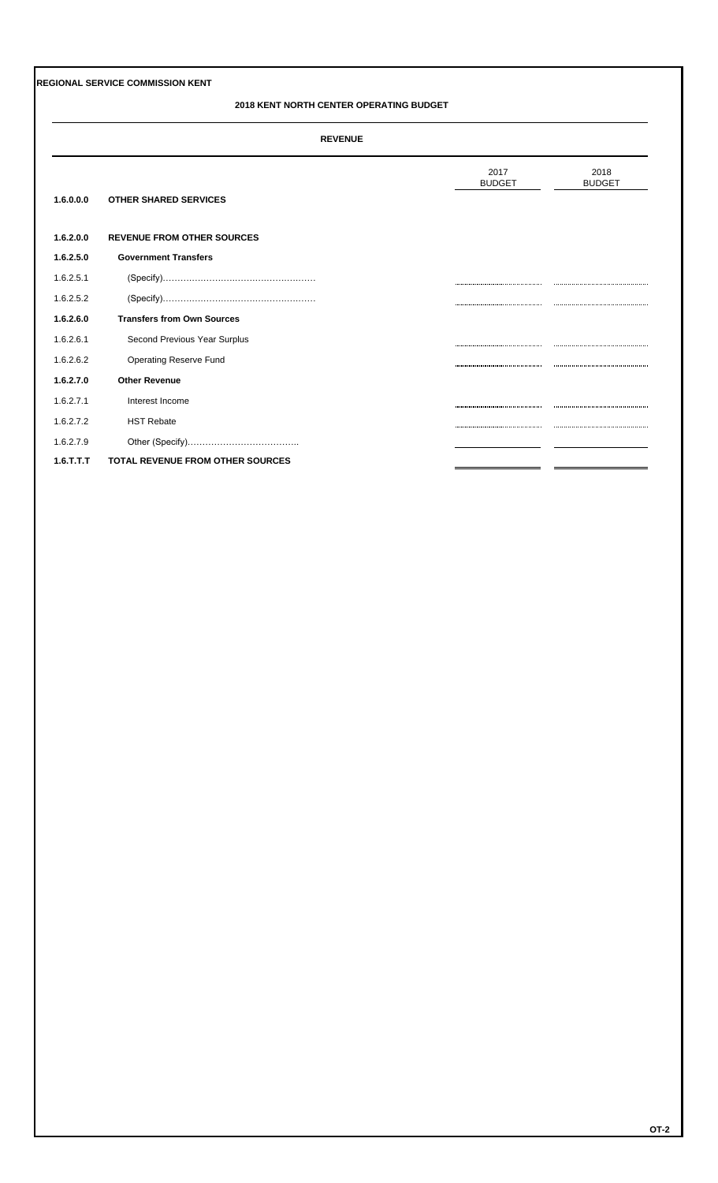**REGIONAL SERVICE COMMISSION KENT**

**2018 KENT NORTH CENTER OPERATING BUDGET**

**REVENUE**

| | | 2017 BUDGET | 2018 BUDGET |
|---|---|---|---|
| **1.6.0.0.0** | **OTHER SHARED SERVICES** | | |
| **1.6.2.0.0** | **REVENUE FROM OTHER SOURCES** | | |
| **1.6.2.5.0** | **Government Transfers** | | |
| 1.6.2.5.1 | (Specify)……………………………………………… | | |
| 1.6.2.5.2 | (Specify)……………………………………………… | | |
| **1.6.2.6.0** | **Transfers from Own Sources** | | |
| 1.6.2.6.1 | Second Previous Year Surplus | | |
| 1.6.2.6.2 | Operating Reserve Fund | | |
| **1.6.2.7.0** | **Other Revenue** | | |
| 1.6.2.7.1 | Interest Income | | |
| 1.6.2.7.2 | HST Rebate | | |
| 1.6.2.7.9 | Other (Specify)……………………………….. | | |
| **1.6.T.T.T** | **TOTAL REVENUE FROM OTHER SOURCES** | | |

OT-2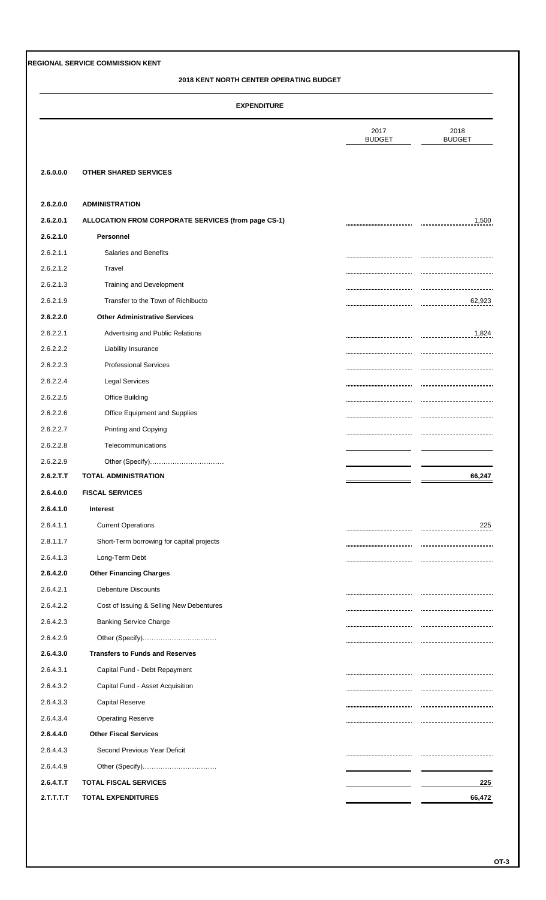**REGIONAL SERVICE COMMISSION KENT**

**2018 KENT NORTH CENTER OPERATING BUDGET**

**EXPENDITURE**

| | | 2017 BUDGET | 2018 BUDGET |
|---|---|---|---|
| **2.6.0.0.0** | **OTHER SHARED SERVICES** | | |
| **2.6.2.0.0** | **ADMINISTRATION** | | |
| **2.6.2.0.1** | **ALLOCATION FROM CORPORATE SERVICES (from page CS-1)** | | 1,500 |
| **2.6.2.1.0** | **Personnel** | | |
| 2.6.2.1.1 | Salaries and Benefits | | |
| 2.6.2.1.2 | Travel | | |
| 2.6.2.1.3 | Training and Development | | |
| 2.6.2.1.9 | Transfer to the Town of Richibucto | | 62,923 |
| **2.6.2.2.0** | **Other Administrative Services** | | |
| 2.6.2.2.1 | Advertising and Public Relations | | 1,824 |
| 2.6.2.2.2 | Liability Insurance | | |
| 2.6.2.2.3 | Professional Services | | |
| 2.6.2.2.4 | Legal Services | | |
| 2.6.2.2.5 | Office Building | | |
| 2.6.2.2.6 | Office Equipment and Supplies | | |
| 2.6.2.2.7 | Printing and Copying | | |
| 2.6.2.2.8 | Telecommunications | | |
| 2.6.2.2.9 | Other (Specify)................................ | | |
| **2.6.2.T.T** | **TOTAL ADMINISTRATION** | | **66,247** |
| **2.6.4.0.0** | **FISCAL SERVICES** | | |
| **2.6.4.1.0** | **Interest** | | |
| 2.6.4.1.1 | Current Operations | | 225 |
| 2.8.1.1.7 | Short-Term borrowing for capital projects | | |
| 2.6.4.1.3 | Long-Term Debt | | |
| **2.6.4.2.0** | **Other Financing Charges** | | |
| 2.6.4.2.1 | Debenture Discounts | | |
| 2.6.4.2.2 | Cost of Issuing & Selling New Debentures | | |
| 2.6.4.2.3 | Banking Service Charge | | |
| 2.6.4.2.9 | Other (Specify)................................ | | |
| **2.6.4.3.0** | **Transfers to Funds and Reserves** | | |
| 2.6.4.3.1 | Capital Fund - Debt Repayment | | |
| 2.6.4.3.2 | Capital Fund - Asset Acquisition | | |
| 2.6.4.3.3 | Capital Reserve | | |
| 2.6.4.3.4 | Operating Reserve | | |
| **2.6.4.4.0** | **Other Fiscal Services** | | |
| 2.6.4.4.3 | Second Previous Year Deficit | | |
| 2.6.4.4.9 | Other (Specify)................................ | | |
| **2.6.4.T.T** | **TOTAL FISCAL SERVICES** | | **225** |
| **2.T.T.T.T** | **TOTAL EXPENDITURES** | | **66,472** |

**OT-3**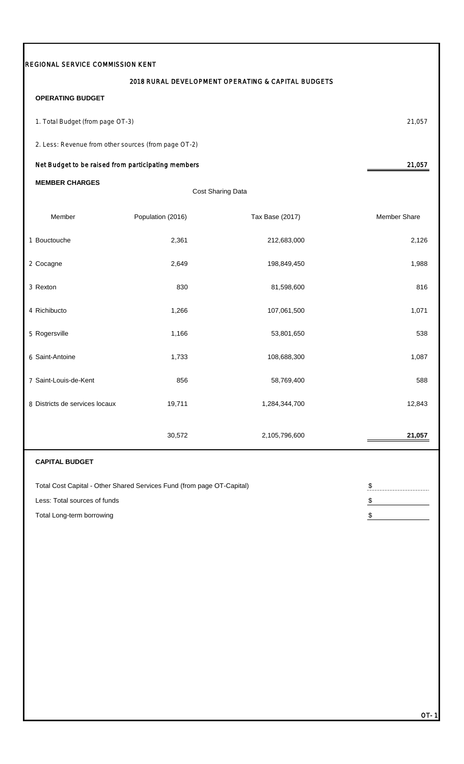REGIONAL SERVICE COMMISSION KENT

## 2018 RURAL DEVELOPMENT OPERATING & CAPITAL BUDGETS

**OPERATING BUDGET**

| | |
|---|---|
| 1. Total Budget (from page OT-3) | 21,057 |
| 2. Less: Revenue from other sources (from page OT-2) | |
| **Net Budget to be raised from participating members** | **21,057** |

**MEMBER CHARGES**

| | Cost Sharing Data | | |
|---|---|---|---|
| Member | Population (2016) | Tax Base (2017) | Member Share |
| 1 Bouctouche | 2,361 | 212,683,000 | 2,126 |
| 2 Cocagne | 2,649 | 198,849,450 | 1,988 |
| 3 Rexton | 830 | 81,598,600 | 816 |
| 4 Richibucto | 1,266 | 107,061,500 | 1,071 |
| 5 Rogersville | 1,166 | 53,801,650 | 538 |
| 6 Saint-Antoine | 1,733 | 108,688,300 | 1,087 |
| 7 Saint-Louis-de-Kent | 856 | 58,769,400 | 588 |
| 8 Districts de services locaux | 19,711 | 1,284,344,700 | 12,843 |
| | 30,572 | 2,105,796,600 | **21,057** |

**CAPITAL BUDGET**

| | |
|---|---|
| Total Cost Capital - Other Shared Services Fund (from page OT-Capital) | $ |
| Less: Total sources of funds | $ |
| Total Long-term borrowing | $ |

OT- 1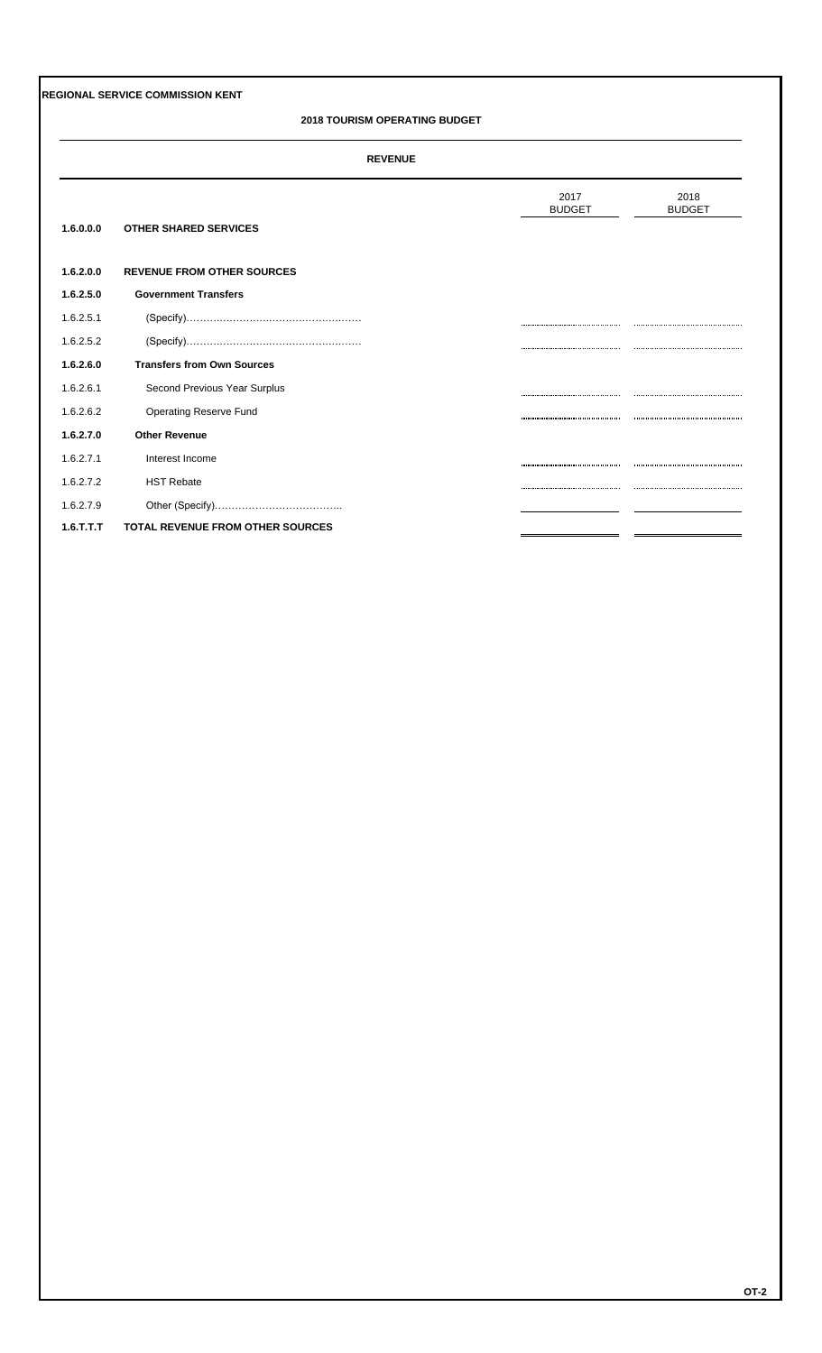**REGIONAL SERVICE COMMISSION KENT**

**2018 TOURISM OPERATING BUDGET**

**REVENUE**

| | | 2017 BUDGET | 2018 BUDGET |
|---|---|---|---|
| **1.6.0.0.0** | **OTHER SHARED SERVICES** | | |
| **1.6.2.0.0** | **REVENUE FROM OTHER SOURCES** | | |
| **1.6.2.5.0** | **Government Transfers** | | |
| 1.6.2.5.1 | (Specify)…………………………………………… | | |
| 1.6.2.5.2 | (Specify)…………………………………………… | | |
| **1.6.2.6.0** | **Transfers from Own Sources** | | |
| 1.6.2.6.1 | Second Previous Year Surplus | | |
| 1.6.2.6.2 | Operating Reserve Fund | | |
| **1.6.2.7.0** | **Other Revenue** | | |
| 1.6.2.7.1 | Interest Income | | |
| 1.6.2.7.2 | HST Rebate | | |
| 1.6.2.7.9 | Other (Specify)……………………………….. | | |
| **1.6.T.T.T** | **TOTAL REVENUE FROM OTHER SOURCES** | | |

**OT-2**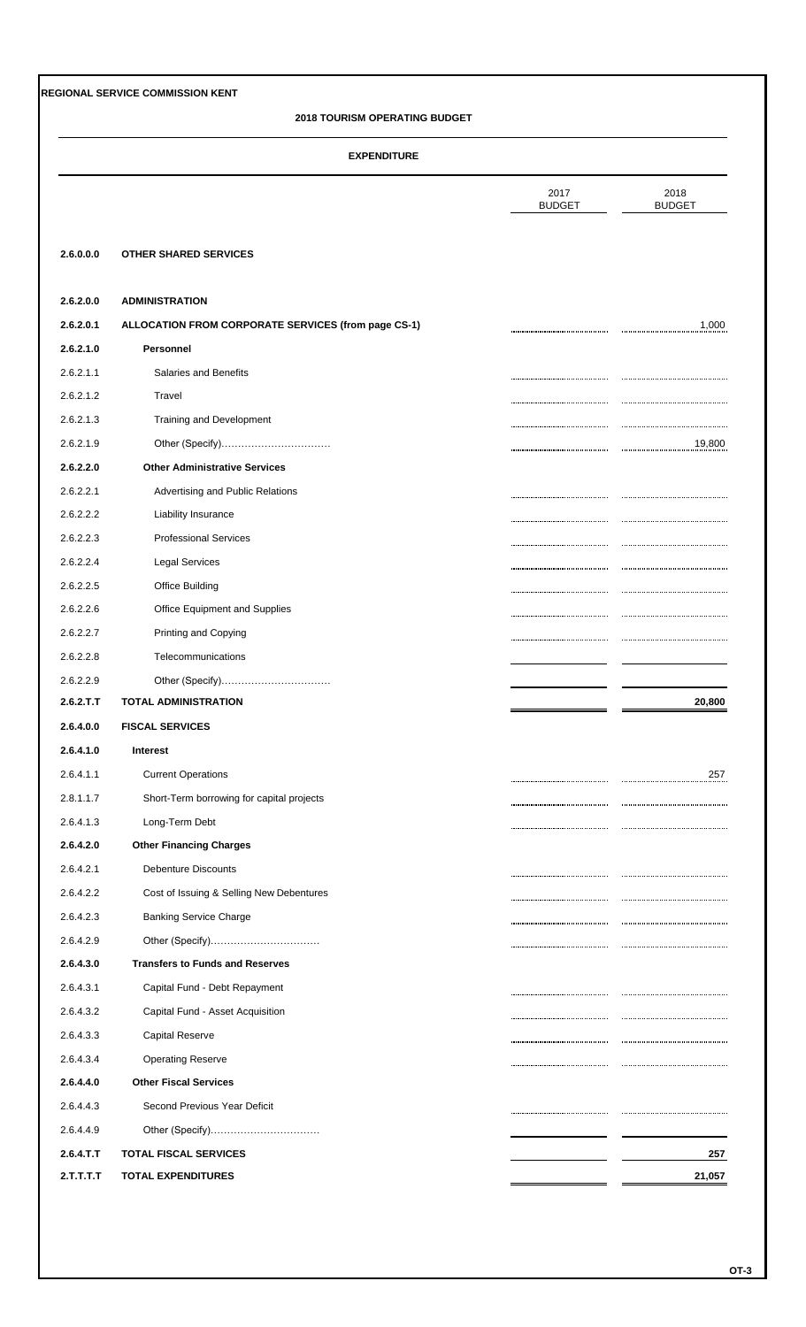**REGIONAL SERVICE COMMISSION KENT**

**2018 TOURISM OPERATING BUDGET**

**EXPENDITURE**

| | | 2017 BUDGET | 2018 BUDGET |
|---|---|---|---|
| **2.6.0.0.0** | **OTHER SHARED SERVICES** | | |
| **2.6.2.0.0** | **ADMINISTRATION** | | |
| **2.6.2.0.1** | **ALLOCATION FROM CORPORATE SERVICES (from page CS-1)** | | 1,000 |
| **2.6.2.1.0** | **Personnel** | | |
| 2.6.2.1.1 | Salaries and Benefits | | |
| 2.6.2.1.2 | Travel | | |
| 2.6.2.1.3 | Training and Development | | |
| 2.6.2.1.9 | Other (Specify)…………………………… | | 19,800 |
| **2.6.2.2.0** | **Other Administrative Services** | | |
| 2.6.2.2.1 | Advertising and Public Relations | | |
| 2.6.2.2.2 | Liability Insurance | | |
| 2.6.2.2.3 | Professional Services | | |
| 2.6.2.2.4 | Legal Services | | |
| 2.6.2.2.5 | Office Building | | |
| 2.6.2.2.6 | Office Equipment and Supplies | | |
| 2.6.2.2.7 | Printing and Copying | | |
| 2.6.2.2.8 | Telecommunications | | |
| 2.6.2.2.9 | Other (Specify)…………………………… | | |
| **2.6.2.T.T** | **TOTAL ADMINISTRATION** | | **20,800** |
| **2.6.4.0.0** | **FISCAL SERVICES** | | |
| **2.6.4.1.0** | **Interest** | | |
| 2.6.4.1.1 | Current Operations | | 257 |
| 2.8.1.1.7 | Short-Term borrowing for capital projects | | |
| 2.6.4.1.3 | Long-Term Debt | | |
| **2.6.4.2.0** | **Other Financing Charges** | | |
| 2.6.4.2.1 | Debenture Discounts | | |
| 2.6.4.2.2 | Cost of Issuing & Selling New Debentures | | |
| 2.6.4.2.3 | Banking Service Charge | | |
| 2.6.4.2.9 | Other (Specify)…………………………… | | |
| **2.6.4.3.0** | **Transfers to Funds and Reserves** | | |
| 2.6.4.3.1 | Capital Fund - Debt Repayment | | |
| 2.6.4.3.2 | Capital Fund - Asset Acquisition | | |
| 2.6.4.3.3 | Capital Reserve | | |
| 2.6.4.3.4 | Operating Reserve | | |
| **2.6.4.4.0** | **Other Fiscal Services** | | |
| 2.6.4.4.3 | Second Previous Year Deficit | | |
| 2.6.4.4.9 | Other (Specify)…………………………… | | |
| **2.6.4.T.T** | **TOTAL FISCAL SERVICES** | | **257** |
| **2.T.T.T.T** | **TOTAL EXPENDITURES** | | **21,057** |

OT-3